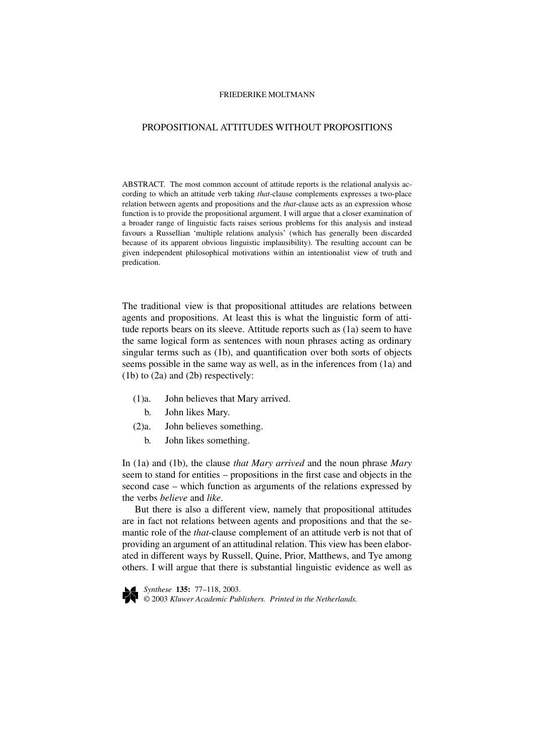FRIEDERIKE MOLTMANN

# PROPOSITIONAL ATTITUDES WITHOUT PROPOSITIONS

ABSTRACT. The most common account of attitude reports is the relational analysis according to which an attitude verb taking *that*-clause complements expresses a two-place relation between agents and propositions and the *that*-clause acts as an expression whose function is to provide the propositional argument. I will argue that a closer examination of a broader range of linguistic facts raises serious problems for this analysis and instead favours a Russellian 'multiple relations analysis' (which has generally been discarded because of its apparent obvious linguistic implausibility). The resulting account can be given independent philosophical motivations within an intentionalist view of truth and predication.

The traditional view is that propositional attitudes are relations between agents and propositions. At least this is what the linguistic form of attitude reports bears on its sleeve. Attitude reports such as (1a) seem to have the same logical form as sentences with noun phrases acting as ordinary singular terms such as (1b), and quantification over both sorts of objects seems possible in the same way as well, as in the inferences from (1a) and (1b) to (2a) and (2b) respectively:

(1)a. John believes that Mary arrived.

b. John likes Mary.

(2)a. John believes something.

b. John likes something.

In (1a) and (1b), the clause *that Mary arrived* and the noun phrase *Mary* seem to stand for entities – propositions in the first case and objects in the second case – which function as arguments of the relations expressed by the verbs *believe* and *like*.

But there is also a different view, namely that propositional attitudes are in fact not relations between agents and propositions and that the semantic role of the *that*-clause complement of an attitude verb is not that of providing an argument of an attitudinal relation. This view has been elaborated in different ways by Russell, Quine, Prior, Matthews, and Tye among others. I will argue that there is substantial linguistic evidence as well as

*Synthese* **135:** 77–118, 2003.
© 2003 *Kluwer Academic Publishers. Printed in the Netherlands.*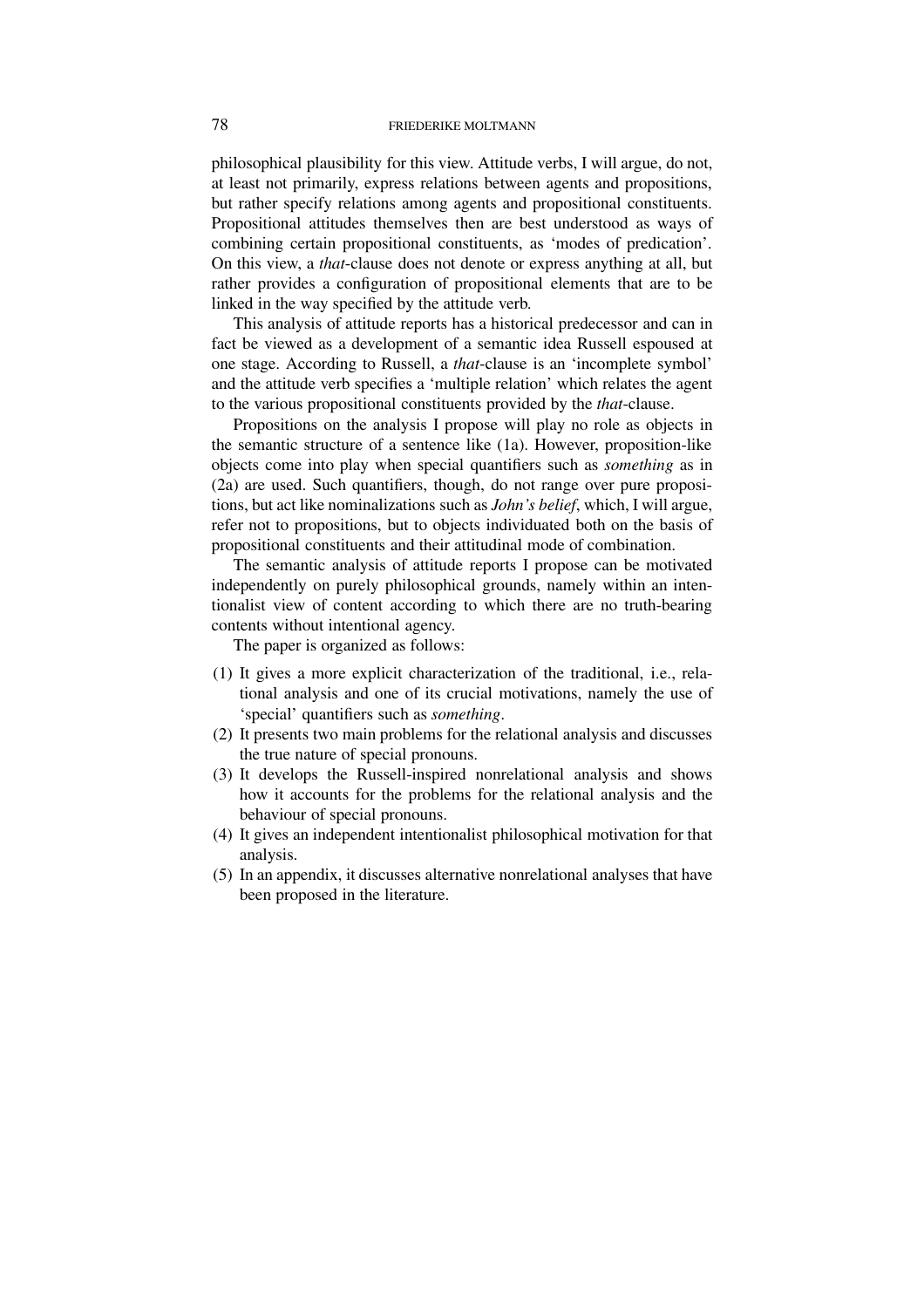philosophical plausibility for this view. Attitude verbs, I will argue, do not, at least not primarily, express relations between agents and propositions, but rather specify relations among agents and propositional constituents. Propositional attitudes themselves then are best understood as ways of combining certain propositional constituents, as 'modes of predication'. On this view, a *that*-clause does not denote or express anything at all, but rather provides a configuration of propositional elements that are to be linked in the way specified by the attitude verb.

This analysis of attitude reports has a historical predecessor and can in fact be viewed as a development of a semantic idea Russell espoused at one stage. According to Russell, a *that*-clause is an 'incomplete symbol' and the attitude verb specifies a 'multiple relation' which relates the agent to the various propositional constituents provided by the *that*-clause.

Propositions on the analysis I propose will play no role as objects in the semantic structure of a sentence like (1a). However, proposition-like objects come into play when special quantifiers such as *something* as in (2a) are used. Such quantifiers, though, do not range over pure propositions, but act like nominalizations such as *John's belief*, which, I will argue, refer not to propositions, but to objects individuated both on the basis of propositional constituents and their attitudinal mode of combination.

The semantic analysis of attitude reports I propose can be motivated independently on purely philosophical grounds, namely within an intentionalist view of content according to which there are no truth-bearing contents without intentional agency.

The paper is organized as follows:

(1) It gives a more explicit characterization of the traditional, i.e., relational analysis and one of its crucial motivations, namely the use of 'special' quantifiers such as *something*.
(2) It presents two main problems for the relational analysis and discusses the true nature of special pronouns.
(3) It develops the Russell-inspired nonrelational analysis and shows how it accounts for the problems for the relational analysis and the behaviour of special pronouns.
(4) It gives an independent intentionalist philosophical motivation for that analysis.
(5) In an appendix, it discusses alternative nonrelational analyses that have been proposed in the literature.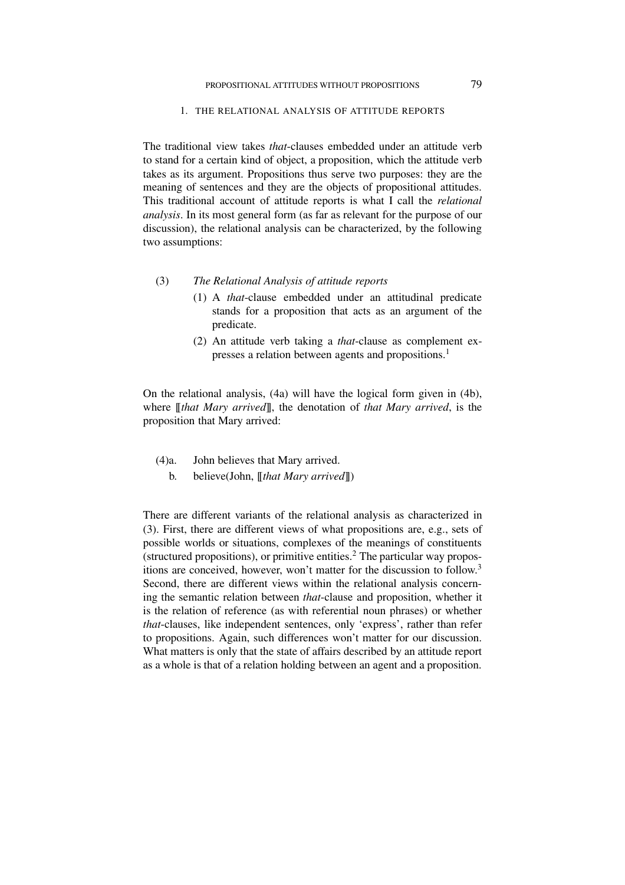## 1. THE RELATIONAL ANALYSIS OF ATTITUDE REPORTS

The traditional view takes *that*-clauses embedded under an attitude verb to stand for a certain kind of object, a proposition, which the attitude verb takes as its argument. Propositions thus serve two purposes: they are the meaning of sentences and they are the objects of propositional attitudes. This traditional account of attitude reports is what I call the *relational analysis*. In its most general form (as far as relevant for the purpose of our discussion), the relational analysis can be characterized, by the following two assumptions:

(3) *The Relational Analysis of attitude reports*

(1) A *that*-clause embedded under an attitudinal predicate stands for a proposition that acts as an argument of the predicate.

(2) An attitude verb taking a *that*-clause as complement expresses a relation between agents and propositions.[1]

On the relational analysis, (4a) will have the logical form given in (4b), where ⟦*that Mary arrived*⟧, the denotation of *that Mary arrived*, is the proposition that Mary arrived:

(4)a. John believes that Mary arrived.

b. believe(John, ⟦*that Mary arrived*⟧)

There are different variants of the relational analysis as characterized in (3). First, there are different views of what propositions are, e.g., sets of possible worlds or situations, complexes of the meanings of constituents (structured propositions), or primitive entities.[2] The particular way propositions are conceived, however, won't matter for the discussion to follow.[3] Second, there are different views within the relational analysis concerning the semantic relation between *that*-clause and proposition, whether it is the relation of reference (as with referential noun phrases) or whether *that*-clauses, like independent sentences, only 'express', rather than refer to propositions. Again, such differences won't matter for our discussion. What matters is only that the state of affairs described by an attitude report as a whole is that of a relation holding between an agent and a proposition.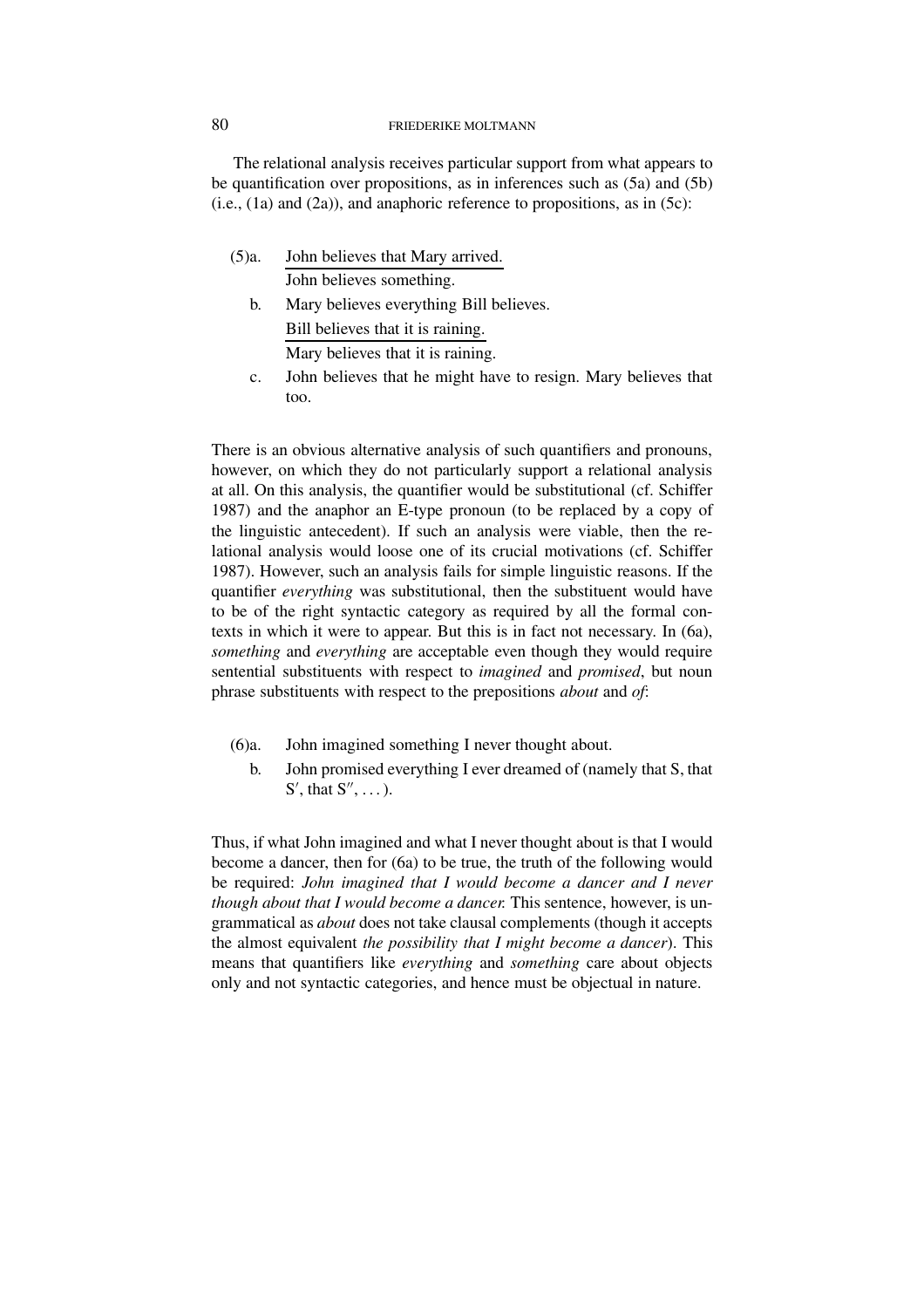The relational analysis receives particular support from what appears to be quantification over propositions, as in inferences such as (5a) and (5b) (i.e., (1a) and (2a)), and anaphoric reference to propositions, as in (5c):

(5)a. John believes that Mary arrived.
   ―――――――――――――――
   John believes something.

b. Mary believes everything Bill believes.
   Bill believes that it is raining.
   ―――――――――――――――
   Mary believes that it is raining.

c. John believes that he might have to resign. Mary believes that too.

There is an obvious alternative analysis of such quantifiers and pronouns, however, on which they do not particularly support a relational analysis at all. On this analysis, the quantifier would be substitutional (cf. Schiffer 1987) and the anaphor an E-type pronoun (to be replaced by a copy of the linguistic antecedent). If such an analysis were viable, then the relational analysis would loose one of its crucial motivations (cf. Schiffer 1987). However, such an analysis fails for simple linguistic reasons. If the quantifier *everything* was substitutional, then the substituent would have to be of the right syntactic category as required by all the formal contexts in which it were to appear. But this is in fact not necessary. In (6a), *something* and *everything* are acceptable even though they would require sentential substituents with respect to *imagined* and *promised*, but noun phrase substituents with respect to the prepositions *about* and *of*:

(6)a. John imagined something I never thought about.

b. John promised everything I ever dreamed of (namely that S, that S′, that S″, ...).

Thus, if what John imagined and what I never thought about is that I would become a dancer, then for (6a) to be true, the truth of the following would be required: *John imagined that I would become a dancer and I never though about that I would become a dancer.* This sentence, however, is ungrammatical as *about* does not take clausal complements (though it accepts the almost equivalent *the possibility that I might become a dancer*). This means that quantifiers like *everything* and *something* care about objects only and not syntactic categories, and hence must be objectual in nature.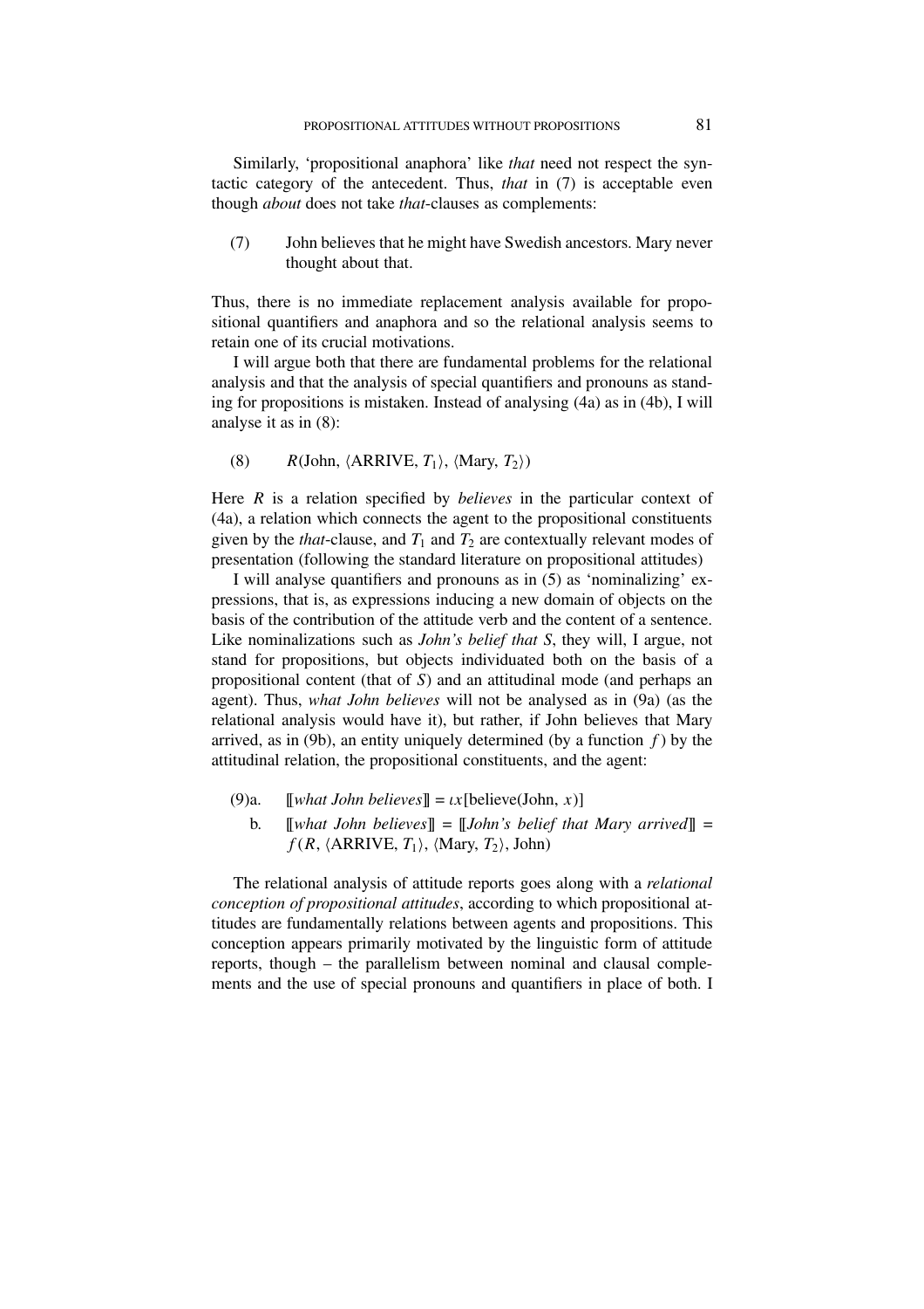Similarly, 'propositional anaphora' like *that* need not respect the syntactic category of the antecedent. Thus, *that* in (7) is acceptable even though *about* does not take *that*-clauses as complements:

(7) John believes that he might have Swedish ancestors. Mary never thought about that.

Thus, there is no immediate replacement analysis available for propositional quantifiers and anaphora and so the relational analysis seems to retain one of its crucial motivations.

I will argue both that there are fundamental problems for the relational analysis and that the analysis of special quantifiers and pronouns as standing for propositions is mistaken. Instead of analysing (4a) as in (4b), I will analyse it as in (8):

(8) $R(\text{John}, \langle \text{ARRIVE}, T_1 \rangle, \langle \text{Mary}, T_2 \rangle)$

Here $R$ is a relation specified by *believes* in the particular context of (4a), a relation which connects the agent to the propositional constituents given by the *that*-clause, and $T_1$ and $T_2$ are contextually relevant modes of presentation (following the standard literature on propositional attitudes)

I will analyse quantifiers and pronouns as in (5) as 'nominalizing' expressions, that is, as expressions inducing a new domain of objects on the basis of the contribution of the attitude verb and the content of a sentence. Like nominalizations such as *John's belief that S*, they will, I argue, not stand for propositions, but objects individuated both on the basis of a propositional content (that of $S$) and an attitudinal mode (and perhaps an agent). Thus, *what John believes* will not be analysed as in (9a) (as the relational analysis would have it), but rather, if John believes that Mary arrived, as in (9b), an entity uniquely determined (by a function $f$) by the attitudinal relation, the propositional constituents, and the agent:

(9)a. $[\![\textit{what John believes}]\!] = \iota x[\text{believe}(\text{John}, x)]$

b. $[\![\textit{what John believes}]\!] = [\![\textit{John's belief that Mary arrived}]\!] = f(R, \langle \text{ARRIVE}, T_1 \rangle, \langle \text{Mary}, T_2 \rangle, \text{John})$

The relational analysis of attitude reports goes along with a *relational conception of propositional attitudes*, according to which propositional attitudes are fundamentally relations between agents and propositions. This conception appears primarily motivated by the linguistic form of attitude reports, though – the parallelism between nominal and clausal complements and the use of special pronouns and quantifiers in place of both. I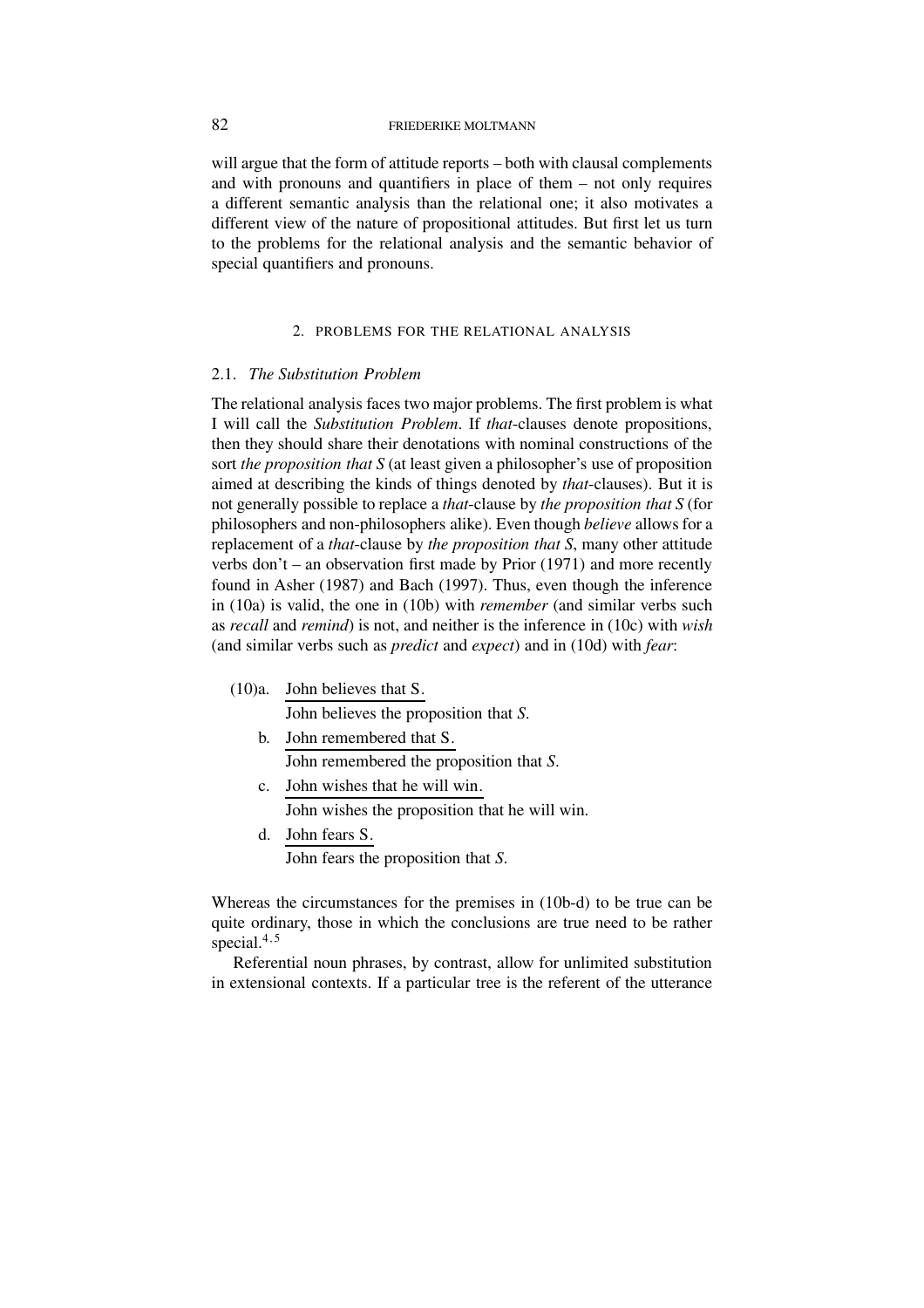will argue that the form of attitude reports – both with clausal complements and with pronouns and quantifiers in place of them – not only requires a different semantic analysis than the relational one; it also motivates a different view of the nature of propositional attitudes. But first let us turn to the problems for the relational analysis and the semantic behavior of special quantifiers and pronouns.

## 2. PROBLEMS FOR THE RELATIONAL ANALYSIS

### 2.1. *The Substitution Problem*

The relational analysis faces two major problems. The first problem is what I will call the *Substitution Problem*. If *that*-clauses denote propositions, then they should share their denotations with nominal constructions of the sort *the proposition that S* (at least given a philosopher's use of proposition aimed at describing the kinds of things denoted by *that*-clauses). But it is not generally possible to replace a *that*-clause by *the proposition that S* (for philosophers and non-philosophers alike). Even though *believe* allows for a replacement of a *that*-clause by *the proposition that S*, many other attitude verbs don't – an observation first made by Prior (1971) and more recently found in Asher (1987) and Bach (1997). Thus, even though the inference in (10a) is valid, the one in (10b) with *remember* (and similar verbs such as *recall* and *remind*) is not, and neither is the inference in (10c) with *wish* (and similar verbs such as *predict* and *expect*) and in (10d) with *fear*:

(10)a. John believes that S.
———————————————
John believes the proposition that *S*.

b. John remembered that S.
———————————————
John remembered the proposition that *S*.

c. John wishes that he will win.
———————————————
John wishes the proposition that he will win.

d. John fears S.
———————————————
John fears the proposition that *S*.

Whereas the circumstances for the premises in (10b-d) to be true can be quite ordinary, those in which the conclusions are true need to be rather special.[4,5]

Referential noun phrases, by contrast, allow for unlimited substitution in extensional contexts. If a particular tree is the referent of the utterance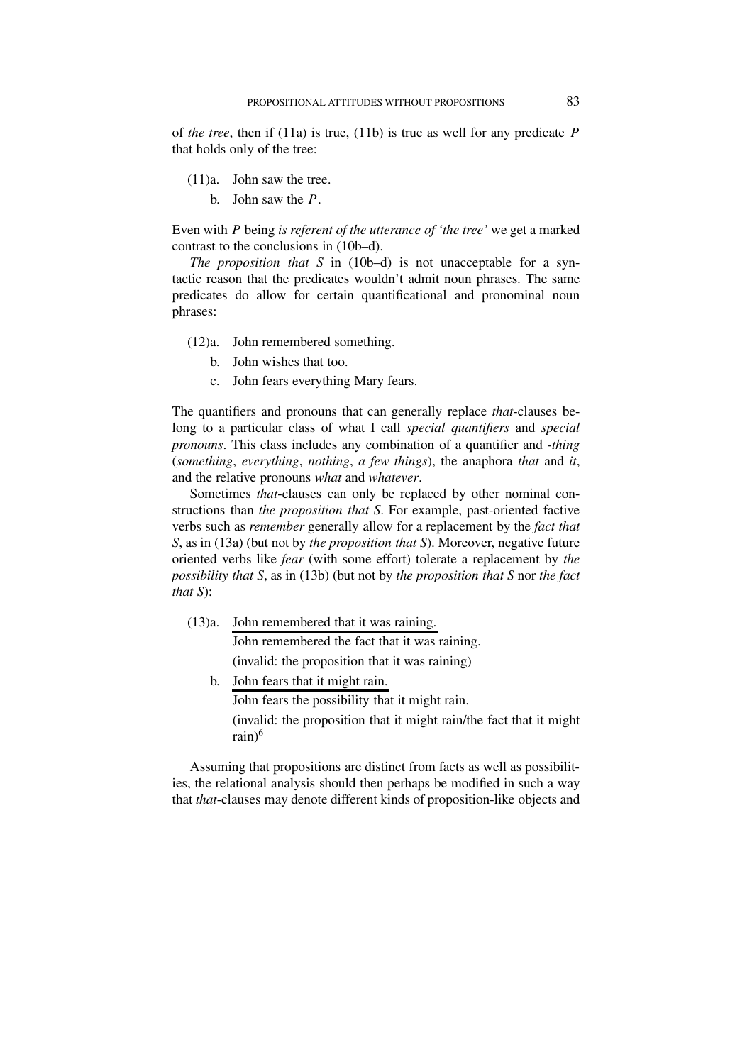of *the tree*, then if (11a) is true, (11b) is true as well for any predicate $P$ that holds only of the tree:

(11)a. John saw the tree.

b. John saw the $P$.

Even with $P$ being *is referent of the utterance of 'the tree'* we get a marked contrast to the conclusions in (10b–d).

*The proposition that S* in (10b–d) is not unacceptable for a syntactic reason that the predicates wouldn't admit noun phrases. The same predicates do allow for certain quantificational and pronominal noun phrases:

(12)a. John remembered something.

b. John wishes that too.

c. John fears everything Mary fears.

The quantifiers and pronouns that can generally replace *that*-clauses belong to a particular class of what I call *special quantifiers* and *special pronouns*. This class includes any combination of a quantifier and *-thing* (*something*, *everything*, *nothing*, *a few things*), the anaphora *that* and *it*, and the relative pronouns *what* and *whatever*.

Sometimes *that*-clauses can only be replaced by other nominal constructions than *the proposition that S*. For example, past-oriented factive verbs such as *remember* generally allow for a replacement by the *fact that S*, as in (13a) (but not by *the proposition that S*). Moreover, negative future oriented verbs like *fear* (with some effort) tolerate a replacement by *the possibility that S*, as in (13b) (but not by *the proposition that S* nor *the fact that S*):

(13)a. John remembered that it was raining.
   ―――――――――――――――――――
   John remembered the fact that it was raining.
   (invalid: the proposition that it was raining)

b. John fears that it might rain.
   ―――――――――――――――――――
   John fears the possibility that it might rain.
   (invalid: the proposition that it might rain/the fact that it might rain)[6]

Assuming that propositions are distinct from facts as well as possibilities, the relational analysis should then perhaps be modified in such a way that *that*-clauses may denote different kinds of proposition-like objects and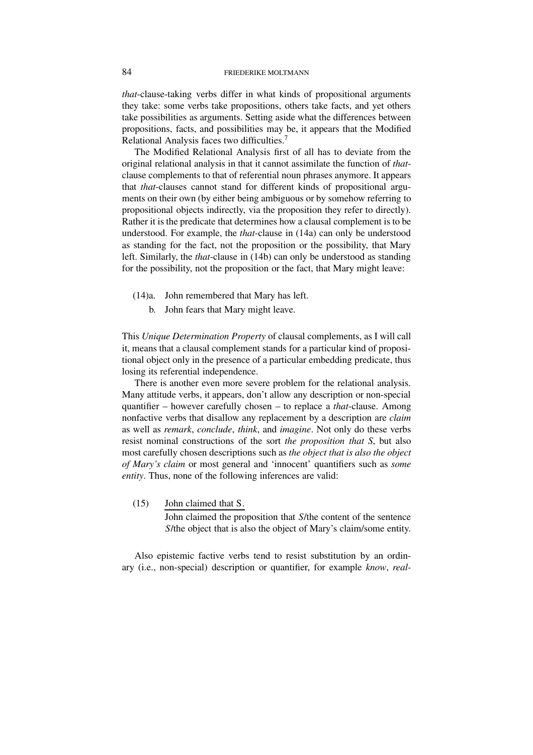*that*-clause-taking verbs differ in what kinds of propositional arguments they take: some verbs take propositions, others take facts, and yet others take possibilities as arguments. Setting aside what the differences between propositions, facts, and possibilities may be, it appears that the Modified Relational Analysis faces two difficulties.[7]

The Modified Relational Analysis first of all has to deviate from the original relational analysis in that it cannot assimilate the function of *that*-clause complements to that of referential noun phrases anymore. It appears that *that*-clauses cannot stand for different kinds of propositional arguments on their own (by either being ambiguous or by somehow referring to propositional objects indirectly, via the proposition they refer to directly). Rather it is the predicate that determines how a clausal complement is to be understood. For example, the *that*-clause in (14a) can only be understood as standing for the fact, not the proposition or the possibility, that Mary left. Similarly, the *that*-clause in (14b) can only be understood as standing for the possibility, not the proposition or the fact, that Mary might leave:

(14)a. John remembered that Mary has left.

b. John fears that Mary might leave.

This *Unique Determination Property* of clausal complements, as I will call it, means that a clausal complement stands for a particular kind of propositional object only in the presence of a particular embedding predicate, thus losing its referential independence.

There is another even more severe problem for the relational analysis. Many attitude verbs, it appears, don't allow any description or non-special quantifier – however carefully chosen – to replace a *that*-clause. Among nonfactive verbs that disallow any replacement by a description are *claim* as well as *remark*, *conclude*, *think*, and *imagine*. Not only do these verbs resist nominal constructions of the sort *the proposition that S*, but also most carefully chosen descriptions such as *the object that is also the object of Mary's claim* or most general and 'innocent' quantifiers such as *some entity*. Thus, none of the following inferences are valid:

(15) John claimed that S.
―――――――――――――――
John claimed the proposition that *S*/the content of the sentence *S*/the object that is also the object of Mary's claim/some entity.

Also epistemic factive verbs tend to resist substitution by an ordinary (i.e., non-special) description or quantifier, for example *know*, *real-*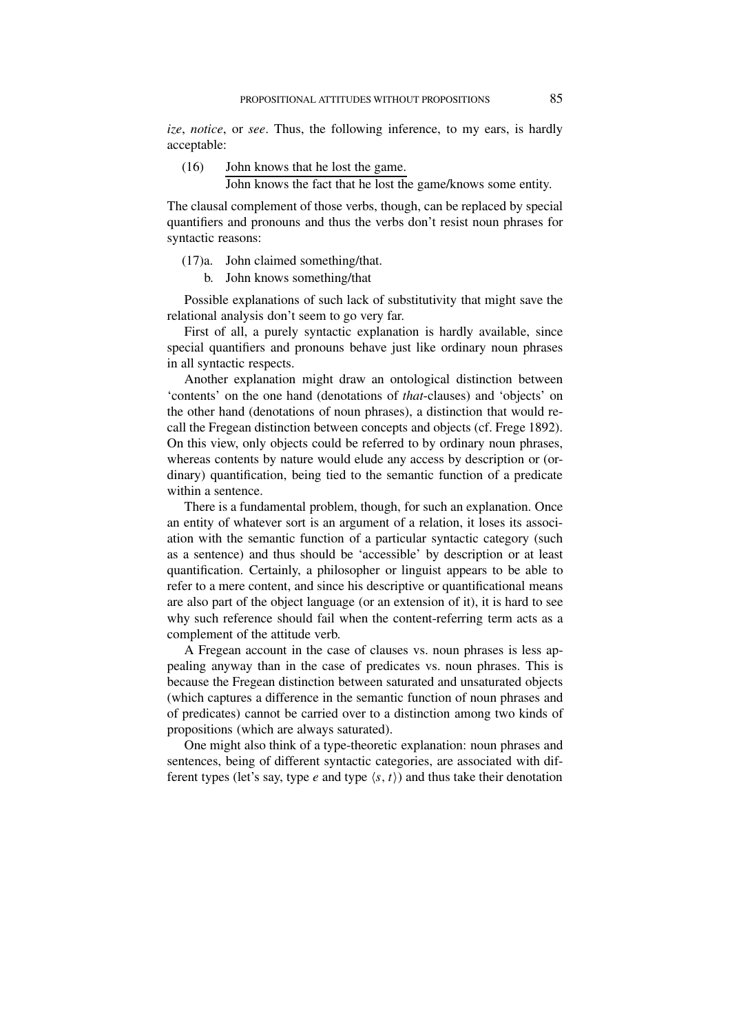*ize*, *notice*, or *see*. Thus, the following inference, to my ears, is hardly acceptable:

(16) John knows that he lost the game.
—————————————————————
John knows the fact that he lost the game/knows some entity.

The clausal complement of those verbs, though, can be replaced by special quantifiers and pronouns and thus the verbs don't resist noun phrases for syntactic reasons:

(17)a. John claimed something/that.
b. John knows something/that

Possible explanations of such lack of substitutivity that might save the relational analysis don't seem to go very far.

First of all, a purely syntactic explanation is hardly available, since special quantifiers and pronouns behave just like ordinary noun phrases in all syntactic respects.

Another explanation might draw an ontological distinction between 'contents' on the one hand (denotations of *that*-clauses) and 'objects' on the other hand (denotations of noun phrases), a distinction that would recall the Fregean distinction between concepts and objects (cf. Frege 1892). On this view, only objects could be referred to by ordinary noun phrases, whereas contents by nature would elude any access by description or (ordinary) quantification, being tied to the semantic function of a predicate within a sentence.

There is a fundamental problem, though, for such an explanation. Once an entity of whatever sort is an argument of a relation, it loses its association with the semantic function of a particular syntactic category (such as a sentence) and thus should be 'accessible' by description or at least quantification. Certainly, a philosopher or linguist appears to be able to refer to a mere content, and since his descriptive or quantificational means are also part of the object language (or an extension of it), it is hard to see why such reference should fail when the content-referring term acts as a complement of the attitude verb.

A Fregean account in the case of clauses vs. noun phrases is less appealing anyway than in the case of predicates vs. noun phrases. This is because the Fregean distinction between saturated and unsaturated objects (which captures a difference in the semantic function of noun phrases and of predicates) cannot be carried over to a distinction among two kinds of propositions (which are always saturated).

One might also think of a type-theoretic explanation: noun phrases and sentences, being of different syntactic categories, are associated with different types (let's say, type $e$ and type $\langle s, t \rangle$) and thus take their denotation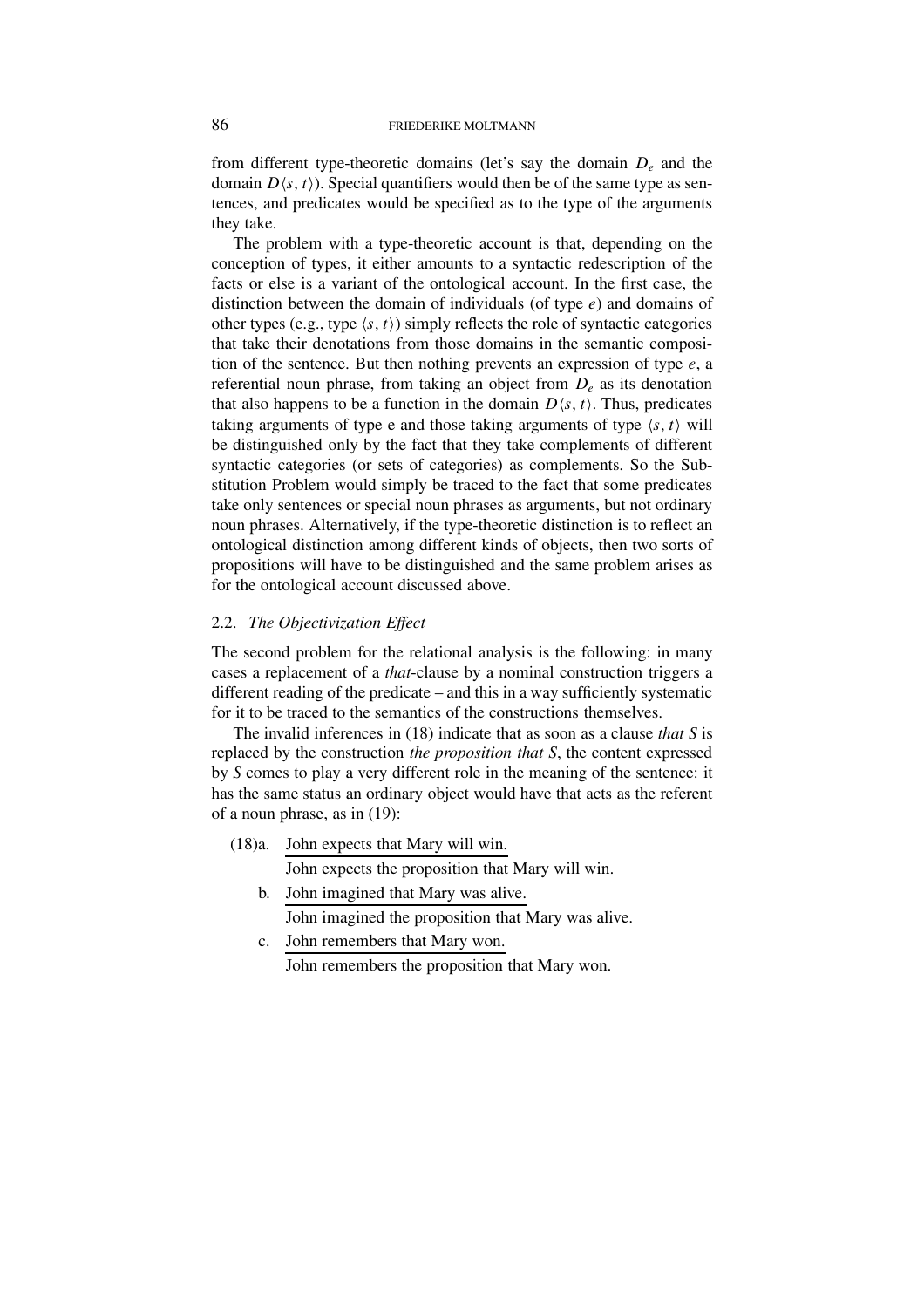from different type-theoretic domains (let's say the domain $D_e$ and the domain $D\langle s, t\rangle$). Special quantifiers would then be of the same type as sentences, and predicates would be specified as to the type of the arguments they take.

The problem with a type-theoretic account is that, depending on the conception of types, it either amounts to a syntactic redescription of the facts or else is a variant of the ontological account. In the first case, the distinction between the domain of individuals (of type $e$) and domains of other types (e.g., type $\langle s, t\rangle$) simply reflects the role of syntactic categories that take their denotations from those domains in the semantic composition of the sentence. But then nothing prevents an expression of type $e$, a referential noun phrase, from taking an object from $D_e$ as its denotation that also happens to be a function in the domain $D\langle s, t\rangle$. Thus, predicates taking arguments of type e and those taking arguments of type $\langle s, t\rangle$ will be distinguished only by the fact that they take complements of different syntactic categories (or sets of categories) as complements. So the Substitution Problem would simply be traced to the fact that some predicates take only sentences or special noun phrases as arguments, but not ordinary noun phrases. Alternatively, if the type-theoretic distinction is to reflect an ontological distinction among different kinds of objects, then two sorts of propositions will have to be distinguished and the same problem arises as for the ontological account discussed above.

### 2.2. *The Objectivization Effect*

The second problem for the relational analysis is the following: in many cases a replacement of a *that*-clause by a nominal construction triggers a different reading of the predicate – and this in a way sufficiently systematic for it to be traced to the semantics of the constructions themselves.

The invalid inferences in (18) indicate that as soon as a clause *that S* is replaced by the construction *the proposition that S*, the content expressed by *S* comes to play a very different role in the meaning of the sentence: it has the same status an ordinary object would have that acts as the referent of a noun phrase, as in (19):

(18)a. John expects that Mary will win.
  ―――――――――――――――
  John expects the proposition that Mary will win.

b. John imagined that Mary was alive.
  ―――――――――――――――
  John imagined the proposition that Mary was alive.

c. John remembers that Mary won.
  ―――――――――――――――
  John remembers the proposition that Mary won.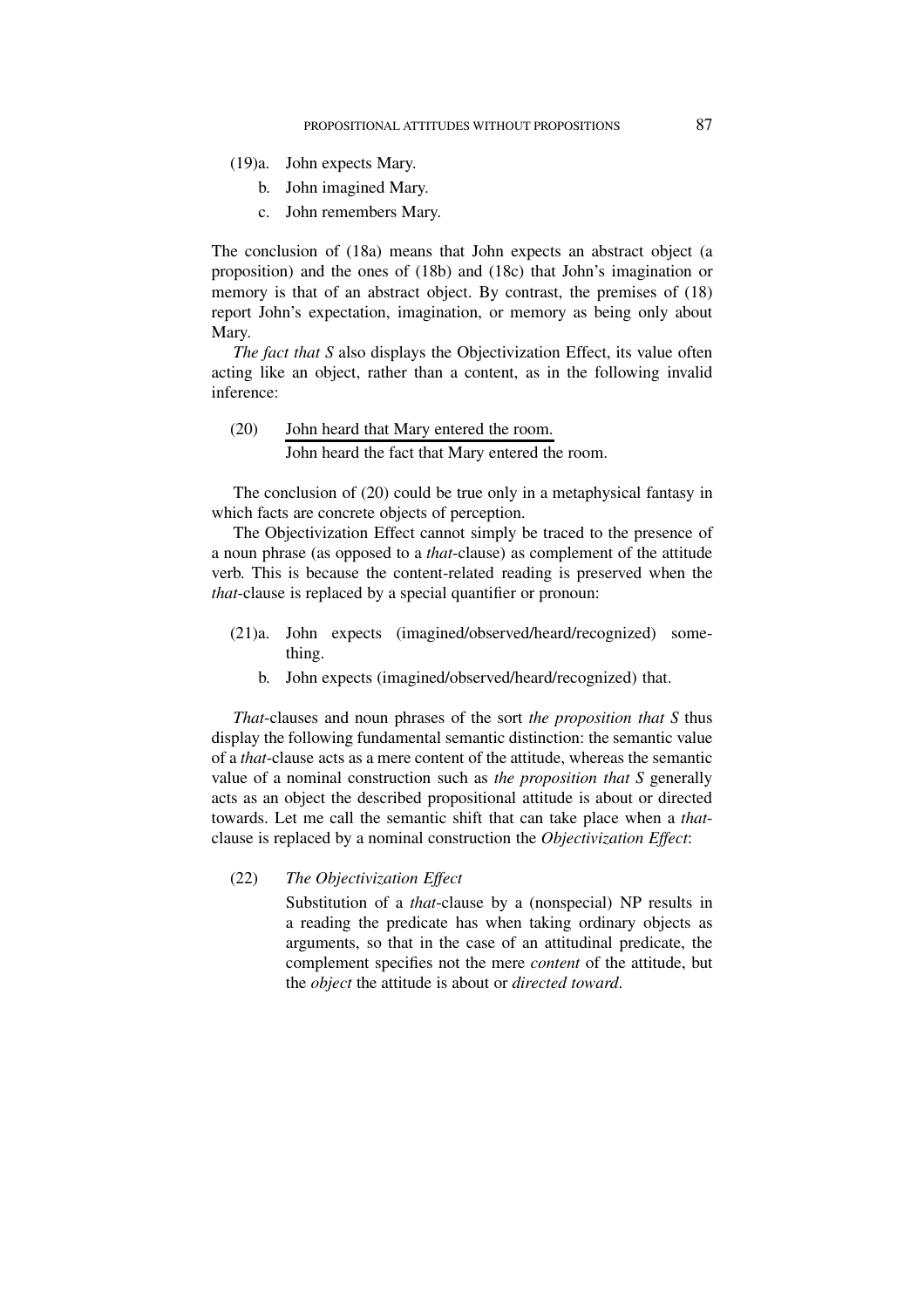(19)a. John expects Mary.

b. John imagined Mary.

c. John remembers Mary.

The conclusion of (18a) means that John expects an abstract object (a proposition) and the ones of (18b) and (18c) that John's imagination or memory is that of an abstract object. By contrast, the premises of (18) report John's expectation, imagination, or memory as being only about Mary.

*The fact that S* also displays the Objectivization Effect, its value often acting like an object, rather than a content, as in the following invalid inference:

(20) John heard that Mary entered the room.
―――――――――――――――――――
John heard the fact that Mary entered the room.

The conclusion of (20) could be true only in a metaphysical fantasy in which facts are concrete objects of perception.

The Objectivization Effect cannot simply be traced to the presence of a noun phrase (as opposed to a *that*-clause) as complement of the attitude verb. This is because the content-related reading is preserved when the *that*-clause is replaced by a special quantifier or pronoun:

(21)a. John expects (imagined/observed/heard/recognized) something.

b. John expects (imagined/observed/heard/recognized) that.

*That*-clauses and noun phrases of the sort *the proposition that S* thus display the following fundamental semantic distinction: the semantic value of a *that*-clause acts as a mere content of the attitude, whereas the semantic value of a nominal construction such as *the proposition that S* generally acts as an object the described propositional attitude is about or directed towards. Let me call the semantic shift that can take place when a *that*-clause is replaced by a nominal construction the *Objectivization Effect*:

(22) *The Objectivization Effect*

Substitution of a *that*-clause by a (nonspecial) NP results in a reading the predicate has when taking ordinary objects as arguments, so that in the case of an attitudinal predicate, the complement specifies not the mere *content* of the attitude, but the *object* the attitude is about or *directed toward*.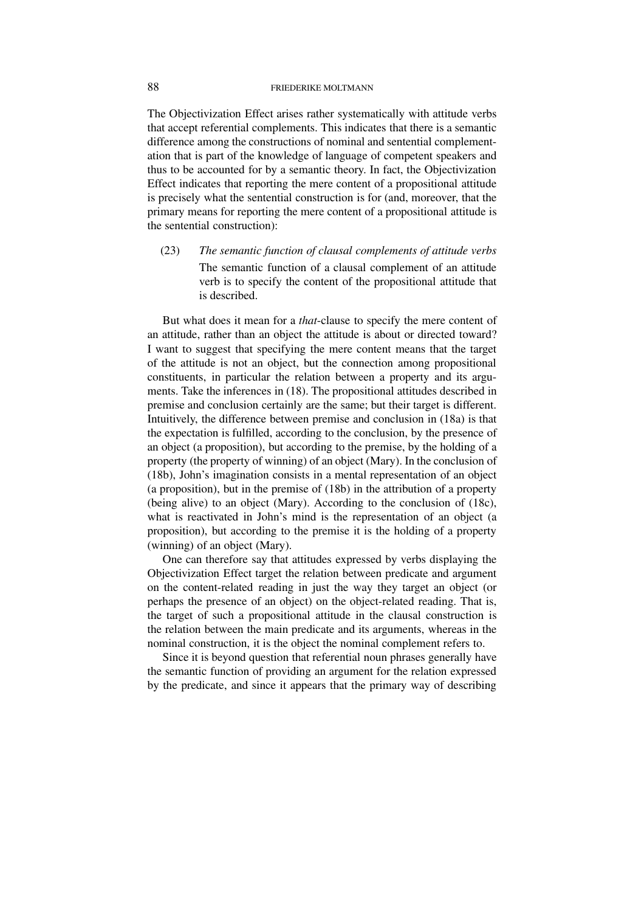The Objectivization Effect arises rather systematically with attitude verbs that accept referential complements. This indicates that there is a semantic difference among the constructions of nominal and sentential complementation that is part of the knowledge of language of competent speakers and thus to be accounted for by a semantic theory. In fact, the Objectivization Effect indicates that reporting the mere content of a propositional attitude is precisely what the sentential construction is for (and, moreover, that the primary means for reporting the mere content of a propositional attitude is the sentential construction):

(23) *The semantic function of clausal complements of attitude verbs*
The semantic function of a clausal complement of an attitude verb is to specify the content of the propositional attitude that is described.

But what does it mean for a *that*-clause to specify the mere content of an attitude, rather than an object the attitude is about or directed toward? I want to suggest that specifying the mere content means that the target of the attitude is not an object, but the connection among propositional constituents, in particular the relation between a property and its arguments. Take the inferences in (18). The propositional attitudes described in premise and conclusion certainly are the same; but their target is different. Intuitively, the difference between premise and conclusion in (18a) is that the expectation is fulfilled, according to the conclusion, by the presence of an object (a proposition), but according to the premise, by the holding of a property (the property of winning) of an object (Mary). In the conclusion of (18b), John's imagination consists in a mental representation of an object (a proposition), but in the premise of (18b) in the attribution of a property (being alive) to an object (Mary). According to the conclusion of (18c), what is reactivated in John's mind is the representation of an object (a proposition), but according to the premise it is the holding of a property (winning) of an object (Mary).

One can therefore say that attitudes expressed by verbs displaying the Objectivization Effect target the relation between predicate and argument on the content-related reading in just the way they target an object (or perhaps the presence of an object) on the object-related reading. That is, the target of such a propositional attitude in the clausal construction is the relation between the main predicate and its arguments, whereas in the nominal construction, it is the object the nominal complement refers to.

Since it is beyond question that referential noun phrases generally have the semantic function of providing an argument for the relation expressed by the predicate, and since it appears that the primary way of describing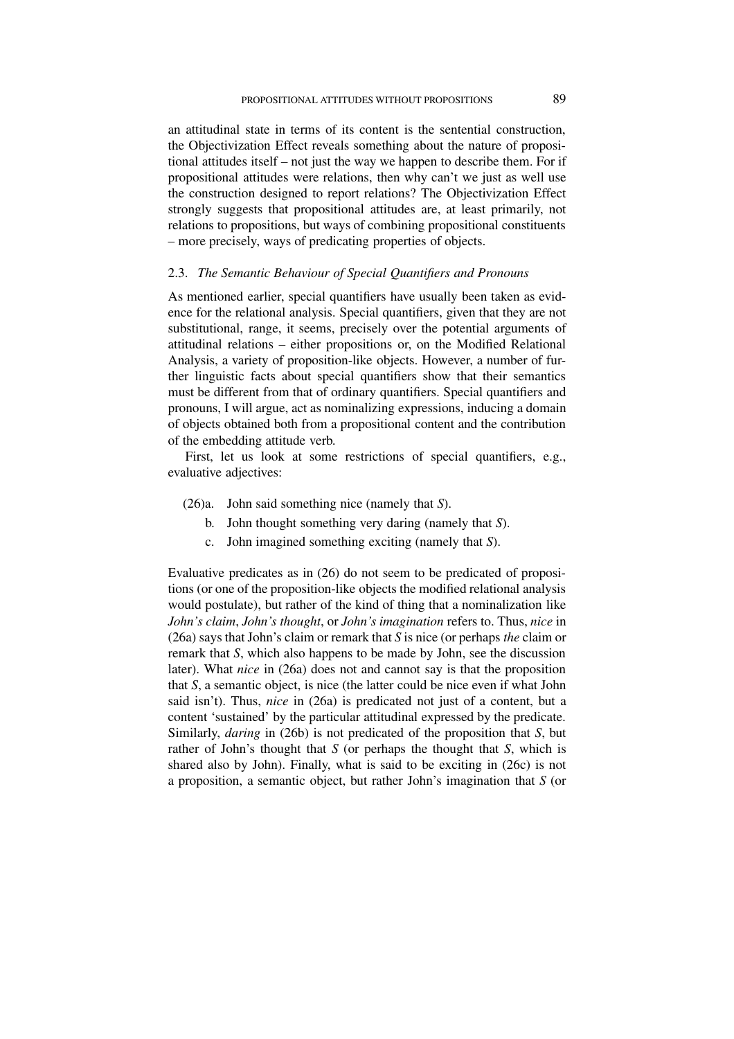an attitudinal state in terms of its content is the sentential construction, the Objectivization Effect reveals something about the nature of propositional attitudes itself – not just the way we happen to describe them. For if propositional attitudes were relations, then why can't we just as well use the construction designed to report relations? The Objectivization Effect strongly suggests that propositional attitudes are, at least primarily, not relations to propositions, but ways of combining propositional constituents – more precisely, ways of predicating properties of objects.

### 2.3. *The Semantic Behaviour of Special Quantifiers and Pronouns*

As mentioned earlier, special quantifiers have usually been taken as evidence for the relational analysis. Special quantifiers, given that they are not substitutional, range, it seems, precisely over the potential arguments of attitudinal relations – either propositions or, on the Modified Relational Analysis, a variety of proposition-like objects. However, a number of further linguistic facts about special quantifiers show that their semantics must be different from that of ordinary quantifiers. Special quantifiers and pronouns, I will argue, act as nominalizing expressions, inducing a domain of objects obtained both from a propositional content and the contribution of the embedding attitude verb.

First, let us look at some restrictions of special quantifiers, e.g., evaluative adjectives:

(26)a. John said something nice (namely that *S*).

b. John thought something very daring (namely that *S*).

c. John imagined something exciting (namely that *S*).

Evaluative predicates as in (26) do not seem to be predicated of propositions (or one of the proposition-like objects the modified relational analysis would postulate), but rather of the kind of thing that a nominalization like *John's claim*, *John's thought*, or *John's imagination* refers to. Thus, *nice* in (26a) says that John's claim or remark that *S* is nice (or perhaps *the* claim or remark that *S*, which also happens to be made by John, see the discussion later). What *nice* in (26a) does not and cannot say is that the proposition that *S*, a semantic object, is nice (the latter could be nice even if what John said isn't). Thus, *nice* in (26a) is predicated not just of a content, but a content 'sustained' by the particular attitudinal expressed by the predicate. Similarly, *daring* in (26b) is not predicated of the proposition that *S*, but rather of John's thought that *S* (or perhaps the thought that *S*, which is shared also by John). Finally, what is said to be exciting in (26c) is not a proposition, a semantic object, but rather John's imagination that *S* (or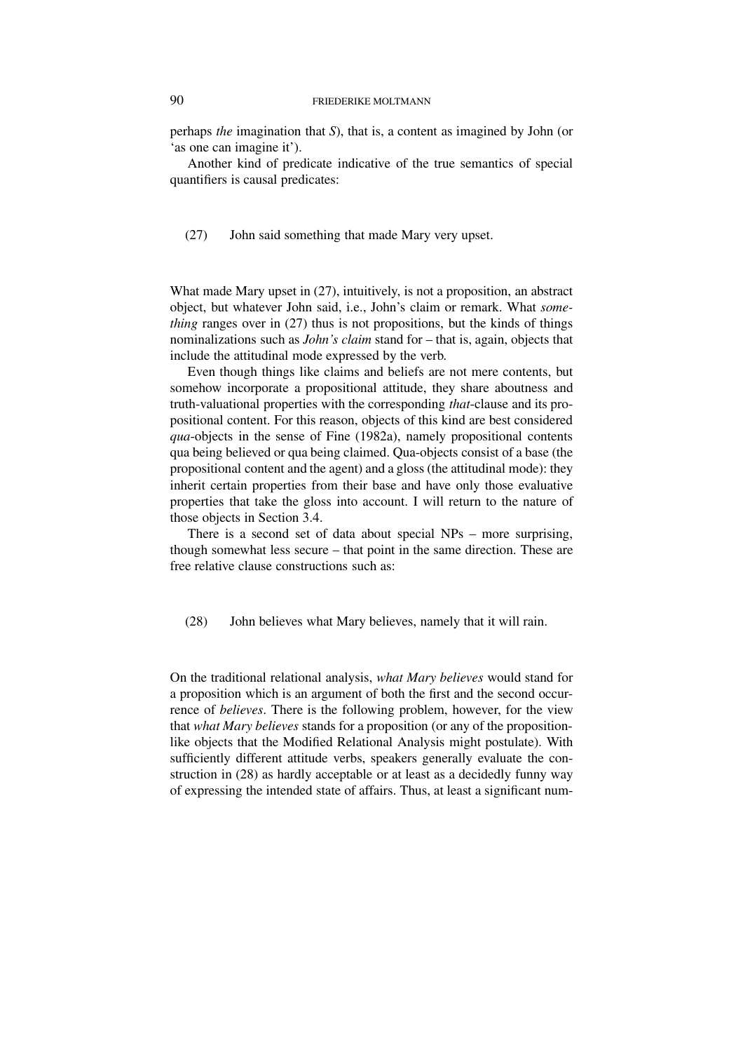perhaps *the* imagination that *S*), that is, a content as imagined by John (or 'as one can imagine it').

Another kind of predicate indicative of the true semantics of special quantifiers is causal predicates:

(27) John said something that made Mary very upset.

What made Mary upset in (27), intuitively, is not a proposition, an abstract object, but whatever John said, i.e., John's claim or remark. What *something* ranges over in (27) thus is not propositions, but the kinds of things nominalizations such as *John's claim* stand for – that is, again, objects that include the attitudinal mode expressed by the verb.

Even though things like claims and beliefs are not mere contents, but somehow incorporate a propositional attitude, they share aboutness and truth-valuational properties with the corresponding *that*-clause and its propositional content. For this reason, objects of this kind are best considered *qua*-objects in the sense of Fine (1982a), namely propositional contents qua being believed or qua being claimed. Qua-objects consist of a base (the propositional content and the agent) and a gloss (the attitudinal mode): they inherit certain properties from their base and have only those evaluative properties that take the gloss into account. I will return to the nature of those objects in Section 3.4.

There is a second set of data about special NPs – more surprising, though somewhat less secure – that point in the same direction. These are free relative clause constructions such as:

(28) John believes what Mary believes, namely that it will rain.

On the traditional relational analysis, *what Mary believes* would stand for a proposition which is an argument of both the first and the second occurrence of *believes*. There is the following problem, however, for the view that *what Mary believes* stands for a proposition (or any of the proposition-like objects that the Modified Relational Analysis might postulate). With sufficiently different attitude verbs, speakers generally evaluate the construction in (28) as hardly acceptable or at least as a decidedly funny way of expressing the intended state of affairs. Thus, at least a significant num-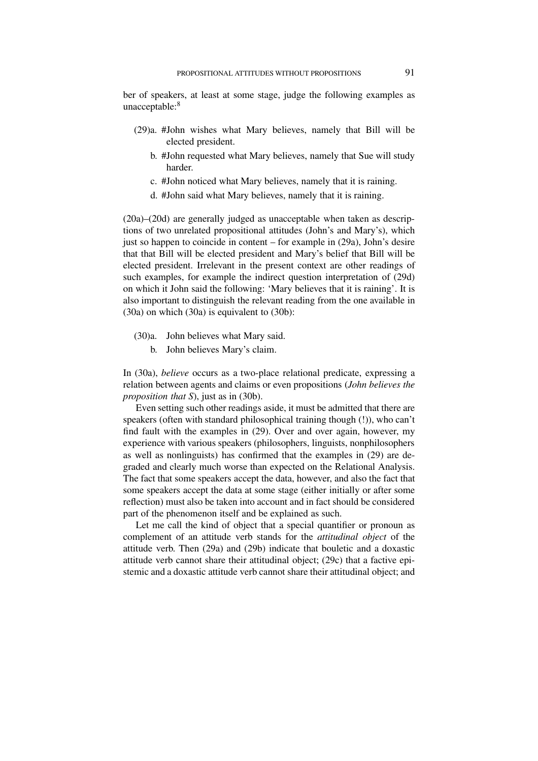ber of speakers, at least at some stage, judge the following examples as unacceptable:[8]

(29)a. #John wishes what Mary believes, namely that Bill will be elected president.

b. #John requested what Mary believes, namely that Sue will study harder.

c. #John noticed what Mary believes, namely that it is raining.

d. #John said what Mary believes, namely that it is raining.

(20a)–(20d) are generally judged as unacceptable when taken as descriptions of two unrelated propositional attitudes (John's and Mary's), which just so happen to coincide in content – for example in (29a), John's desire that that Bill will be elected president and Mary's belief that Bill will be elected president. Irrelevant in the present context are other readings of such examples, for example the indirect question interpretation of (29d) on which it John said the following: 'Mary believes that it is raining'. It is also important to distinguish the relevant reading from the one available in (30a) on which (30a) is equivalent to (30b):

(30)a. John believes what Mary said.

b. John believes Mary's claim.

In (30a), *believe* occurs as a two-place relational predicate, expressing a relation between agents and claims or even propositions (*John believes the proposition that S*), just as in (30b).

Even setting such other readings aside, it must be admitted that there are speakers (often with standard philosophical training though (!)), who can't find fault with the examples in (29). Over and over again, however, my experience with various speakers (philosophers, linguists, nonphilosophers as well as nonlinguists) has confirmed that the examples in (29) are degraded and clearly much worse than expected on the Relational Analysis. The fact that some speakers accept the data, however, and also the fact that some speakers accept the data at some stage (either initially or after some reflection) must also be taken into account and in fact should be considered part of the phenomenon itself and be explained as such.

Let me call the kind of object that a special quantifier or pronoun as complement of an attitude verb stands for the *attitudinal object* of the attitude verb. Then (29a) and (29b) indicate that bouletic and a doxastic attitude verb cannot share their attitudinal object; (29c) that a factive epistemic and a doxastic attitude verb cannot share their attitudinal object; and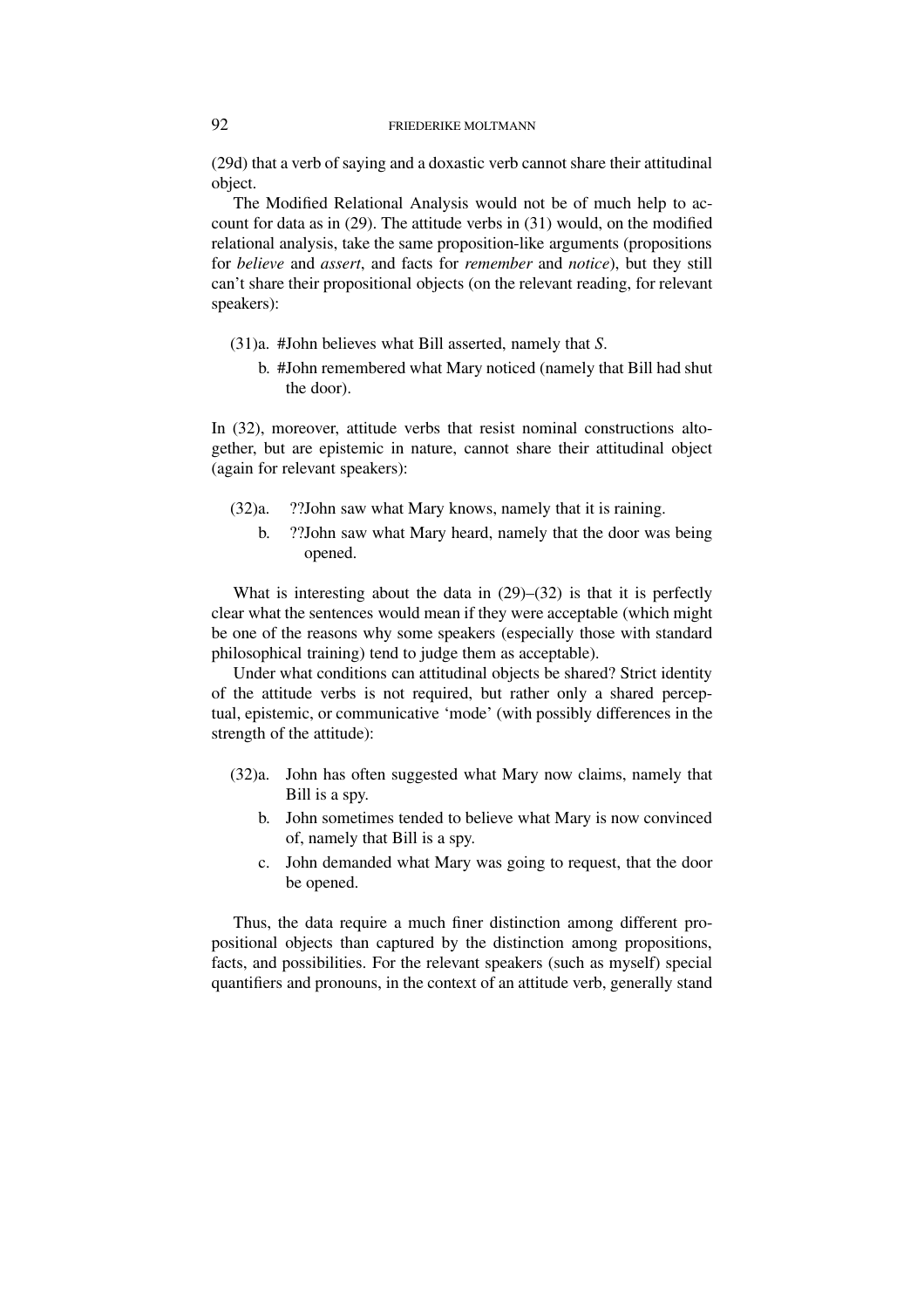(29d) that a verb of saying and a doxastic verb cannot share their attitudinal object.

The Modified Relational Analysis would not be of much help to account for data as in (29). The attitude verbs in (31) would, on the modified relational analysis, take the same proposition-like arguments (propositions for *believe* and *assert*, and facts for *remember* and *notice*), but they still can't share their propositional objects (on the relevant reading, for relevant speakers):

(31)a. #John believes what Bill asserted, namely that *S*.

b. #John remembered what Mary noticed (namely that Bill had shut the door).

In (32), moreover, attitude verbs that resist nominal constructions altogether, but are epistemic in nature, cannot share their attitudinal object (again for relevant speakers):

(32)a. ??John saw what Mary knows, namely that it is raining.

b. ??John saw what Mary heard, namely that the door was being opened.

What is interesting about the data in (29)–(32) is that it is perfectly clear what the sentences would mean if they were acceptable (which might be one of the reasons why some speakers (especially those with standard philosophical training) tend to judge them as acceptable).

Under what conditions can attitudinal objects be shared? Strict identity of the attitude verbs is not required, but rather only a shared perceptual, epistemic, or communicative 'mode' (with possibly differences in the strength of the attitude):

(32)a. John has often suggested what Mary now claims, namely that Bill is a spy.

b. John sometimes tended to believe what Mary is now convinced of, namely that Bill is a spy.

c. John demanded what Mary was going to request, that the door be opened.

Thus, the data require a much finer distinction among different propositional objects than captured by the distinction among propositions, facts, and possibilities. For the relevant speakers (such as myself) special quantifiers and pronouns, in the context of an attitude verb, generally stand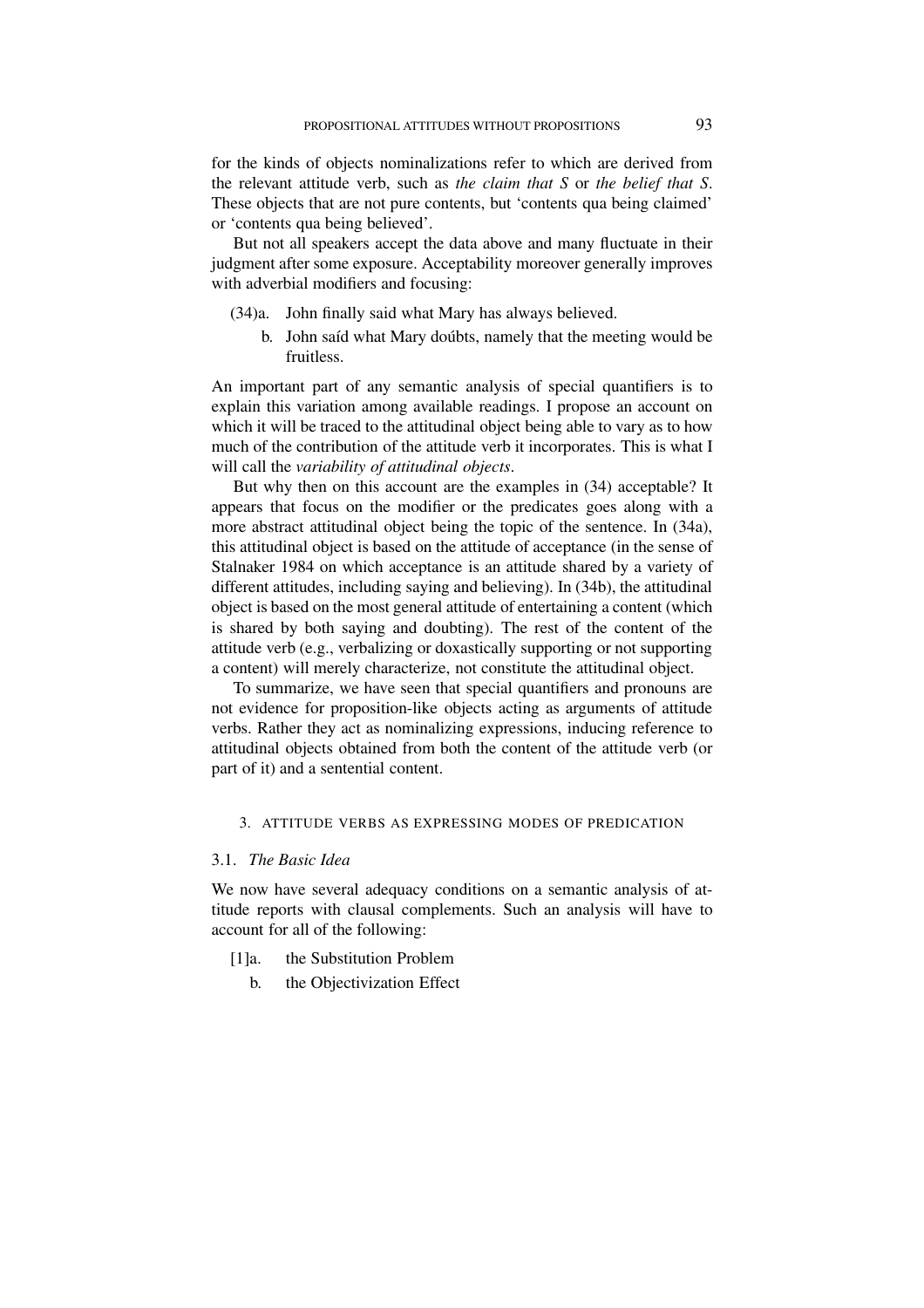for the kinds of objects nominalizations refer to which are derived from the relevant attitude verb, such as *the claim that S* or *the belief that S*. These objects that are not pure contents, but 'contents qua being claimed' or 'contents qua being believed'.

But not all speakers accept the data above and many fluctuate in their judgment after some exposure. Acceptability moreover generally improves with adverbial modifiers and focusing:

(34)a. John finally said what Mary has always believed.

b. John saíd what Mary doúbts, namely that the meeting would be fruitless.

An important part of any semantic analysis of special quantifiers is to explain this variation among available readings. I propose an account on which it will be traced to the attitudinal object being able to vary as to how much of the contribution of the attitude verb it incorporates. This is what I will call the *variability of attitudinal objects*.

But why then on this account are the examples in (34) acceptable? It appears that focus on the modifier or the predicates goes along with a more abstract attitudinal object being the topic of the sentence. In (34a), this attitudinal object is based on the attitude of acceptance (in the sense of Stalnaker 1984 on which acceptance is an attitude shared by a variety of different attitudes, including saying and believing). In (34b), the attitudinal object is based on the most general attitude of entertaining a content (which is shared by both saying and doubting). The rest of the content of the attitude verb (e.g., verbalizing or doxastically supporting or not supporting a content) will merely characterize, not constitute the attitudinal object.

To summarize, we have seen that special quantifiers and pronouns are not evidence for proposition-like objects acting as arguments of attitude verbs. Rather they act as nominalizing expressions, inducing reference to attitudinal objects obtained from both the content of the attitude verb (or part of it) and a sentential content.

## 3. ATTITUDE VERBS AS EXPRESSING MODES OF PREDICATION

### 3.1. *The Basic Idea*

We now have several adequacy conditions on a semantic analysis of attitude reports with clausal complements. Such an analysis will have to account for all of the following:

[1]a. the Substitution Problem

b. the Objectivization Effect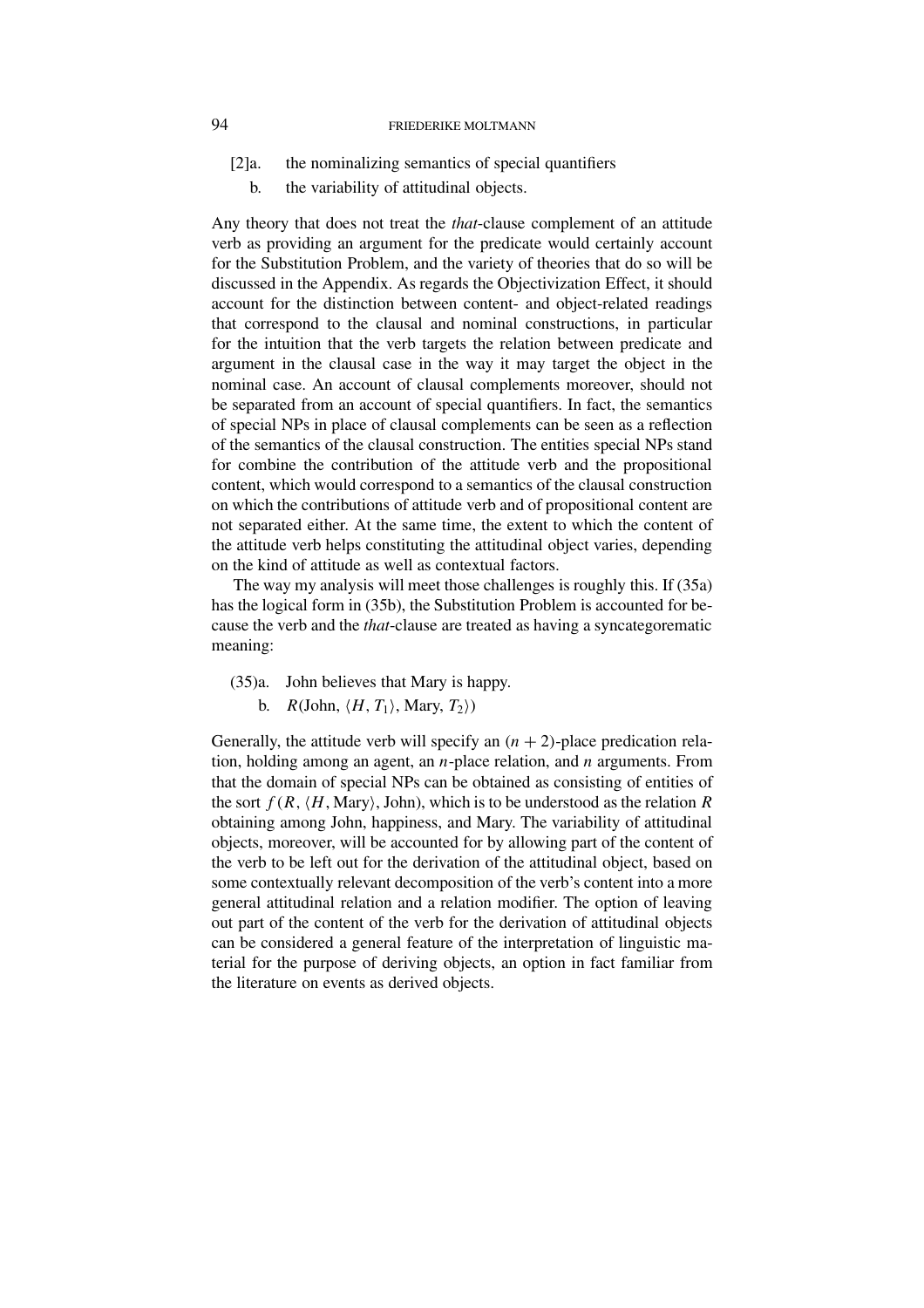[2]a. the nominalizing semantics of special quantifiers

b. the variability of attitudinal objects.

Any theory that does not treat the *that*-clause complement of an attitude verb as providing an argument for the predicate would certainly account for the Substitution Problem, and the variety of theories that do so will be discussed in the Appendix. As regards the Objectivization Effect, it should account for the distinction between content- and object-related readings that correspond to the clausal and nominal constructions, in particular for the intuition that the verb targets the relation between predicate and argument in the clausal case in the way it may target the object in the nominal case. An account of clausal complements moreover, should not be separated from an account of special quantifiers. In fact, the semantics of special NPs in place of clausal complements can be seen as a reflection of the semantics of the clausal construction. The entities special NPs stand for combine the contribution of the attitude verb and the propositional content, which would correspond to a semantics of the clausal construction on which the contributions of attitude verb and of propositional content are not separated either. At the same time, the extent to which the content of the attitude verb helps constituting the attitudinal object varies, depending on the kind of attitude as well as contextual factors.

The way my analysis will meet those challenges is roughly this. If (35a) has the logical form in (35b), the Substitution Problem is accounted for because the verb and the *that*-clause are treated as having a syncategorematic meaning:

(35)a. John believes that Mary is happy.

b. $R(\text{John}, \langle H, T_1 \rangle, \text{Mary}, T_2 \rangle)$

Generally, the attitude verb will specify an $(n + 2)$-place predication relation, holding among an agent, an $n$-place relation, and $n$ arguments. From that the domain of special NPs can be obtained as consisting of entities of the sort $f(R, \langle H, \text{Mary} \rangle, \text{John})$, which is to be understood as the relation $R$ obtaining among John, happiness, and Mary. The variability of attitudinal objects, moreover, will be accounted for by allowing part of the content of the verb to be left out for the derivation of the attitudinal object, based on some contextually relevant decomposition of the verb's content into a more general attitudinal relation and a relation modifier. The option of leaving out part of the content of the verb for the derivation of attitudinal objects can be considered a general feature of the interpretation of linguistic material for the purpose of deriving objects, an option in fact familiar from the literature on events as derived objects.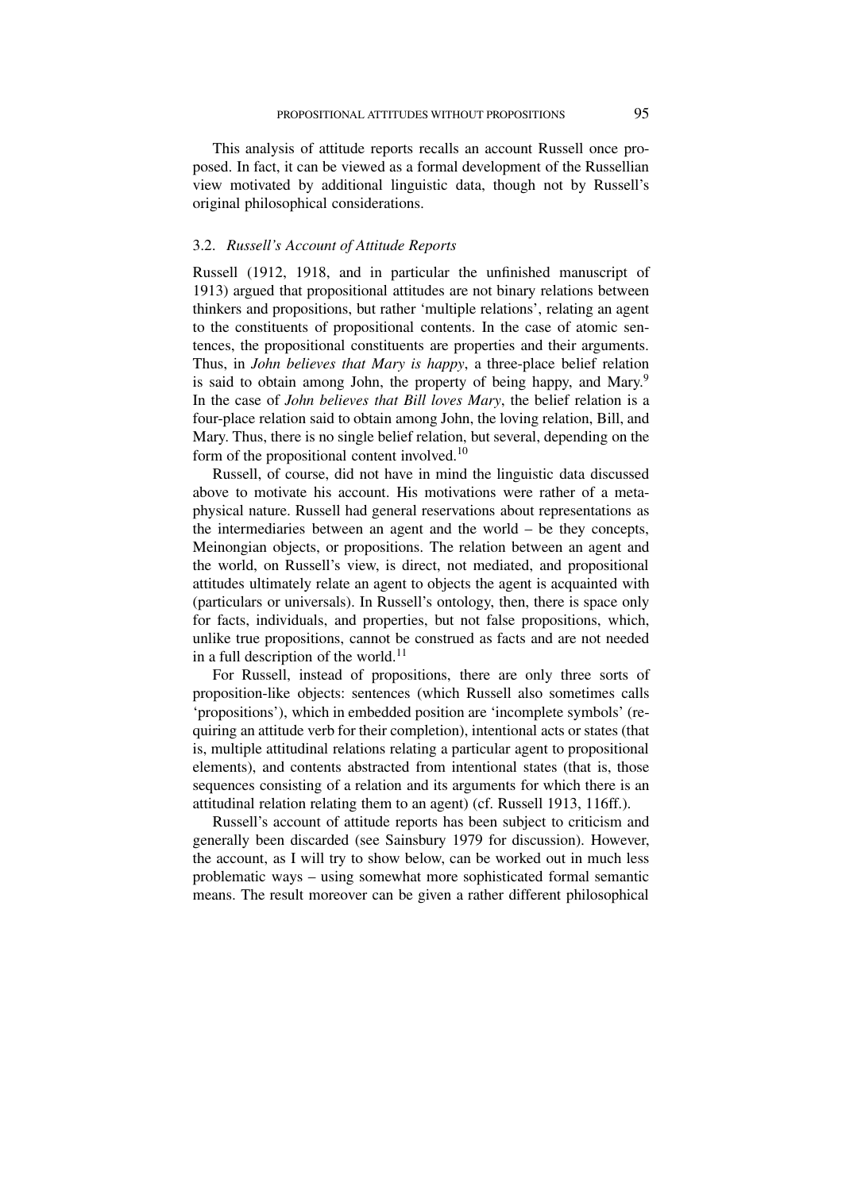This analysis of attitude reports recalls an account Russell once proposed. In fact, it can be viewed as a formal development of the Russellian view motivated by additional linguistic data, though not by Russell's original philosophical considerations.

### 3.2. *Russell's Account of Attitude Reports*

Russell (1912, 1918, and in particular the unfinished manuscript of 1913) argued that propositional attitudes are not binary relations between thinkers and propositions, but rather 'multiple relations', relating an agent to the constituents of propositional contents. In the case of atomic sentences, the propositional constituents are properties and their arguments. Thus, in *John believes that Mary is happy*, a three-place belief relation is said to obtain among John, the property of being happy, and Mary.[9] In the case of *John believes that Bill loves Mary*, the belief relation is a four-place relation said to obtain among John, the loving relation, Bill, and Mary. Thus, there is no single belief relation, but several, depending on the form of the propositional content involved.[10]

Russell, of course, did not have in mind the linguistic data discussed above to motivate his account. His motivations were rather of a metaphysical nature. Russell had general reservations about representations as the intermediaries between an agent and the world – be they concepts, Meinongian objects, or propositions. The relation between an agent and the world, on Russell's view, is direct, not mediated, and propositional attitudes ultimately relate an agent to objects the agent is acquainted with (particulars or universals). In Russell's ontology, then, there is space only for facts, individuals, and properties, but not false propositions, which, unlike true propositions, cannot be construed as facts and are not needed in a full description of the world.[11]

For Russell, instead of propositions, there are only three sorts of proposition-like objects: sentences (which Russell also sometimes calls 'propositions'), which in embedded position are 'incomplete symbols' (requiring an attitude verb for their completion), intentional acts or states (that is, multiple attitudinal relations relating a particular agent to propositional elements), and contents abstracted from intentional states (that is, those sequences consisting of a relation and its arguments for which there is an attitudinal relation relating them to an agent) (cf. Russell 1913, 116ff.).

Russell's account of attitude reports has been subject to criticism and generally been discarded (see Sainsbury 1979 for discussion). However, the account, as I will try to show below, can be worked out in much less problematic ways – using somewhat more sophisticated formal semantic means. The result moreover can be given a rather different philosophical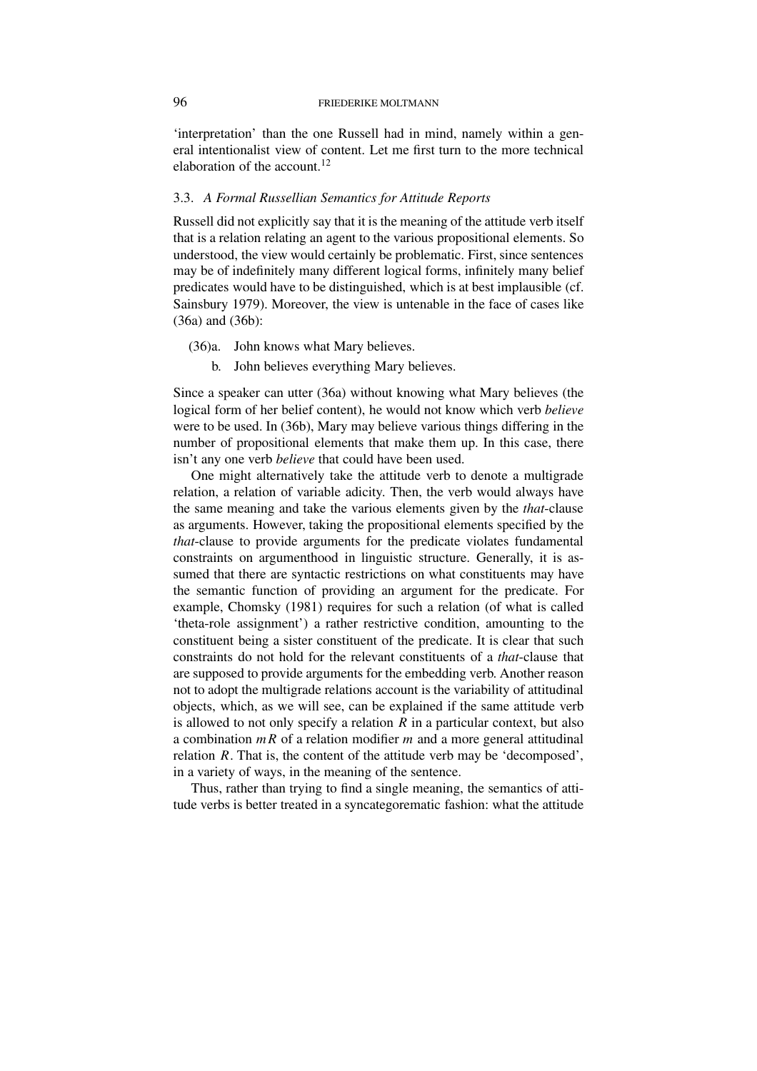'interpretation' than the one Russell had in mind, namely within a general intentionalist view of content. Let me first turn to the more technical elaboration of the account.[12]

### 3.3. *A Formal Russellian Semantics for Attitude Reports*

Russell did not explicitly say that it is the meaning of the attitude verb itself that is a relation relating an agent to the various propositional elements. So understood, the view would certainly be problematic. First, since sentences may be of indefinitely many different logical forms, infinitely many belief predicates would have to be distinguished, which is at best implausible (cf. Sainsbury 1979). Moreover, the view is untenable in the face of cases like (36a) and (36b):

(36)a. John knows what Mary believes.

b. John believes everything Mary believes.

Since a speaker can utter (36a) without knowing what Mary believes (the logical form of her belief content), he would not know which verb *believe* were to be used. In (36b), Mary may believe various things differing in the number of propositional elements that make them up. In this case, there isn't any one verb *believe* that could have been used.

One might alternatively take the attitude verb to denote a multigrade relation, a relation of variable adicity. Then, the verb would always have the same meaning and take the various elements given by the *that*-clause as arguments. However, taking the propositional elements specified by the *that*-clause to provide arguments for the predicate violates fundamental constraints on argumenthood in linguistic structure. Generally, it is assumed that there are syntactic restrictions on what constituents may have the semantic function of providing an argument for the predicate. For example, Chomsky (1981) requires for such a relation (of what is called 'theta-role assignment') a rather restrictive condition, amounting to the constituent being a sister constituent of the predicate. It is clear that such constraints do not hold for the relevant constituents of a *that*-clause that are supposed to provide arguments for the embedding verb. Another reason not to adopt the multigrade relations account is the variability of attitudinal objects, which, as we will see, can be explained if the same attitude verb is allowed to not only specify a relation $R$ in a particular context, but also a combination $mR$ of a relation modifier $m$ and a more general attitudinal relation $R$. That is, the content of the attitude verb may be 'decomposed', in a variety of ways, in the meaning of the sentence.

Thus, rather than trying to find a single meaning, the semantics of attitude verbs is better treated in a syncategorematic fashion: what the attitude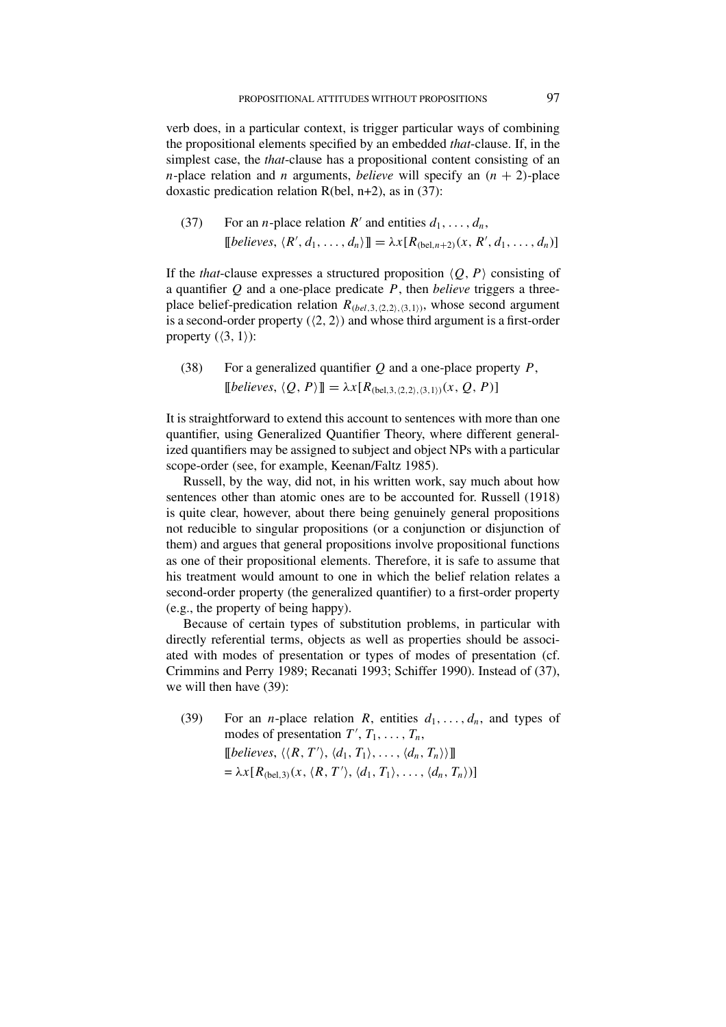verb does, in a particular context, is trigger particular ways of combining the propositional elements specified by an embedded *that*-clause. If, in the simplest case, the *that*-clause has a propositional content consisting of an $n$-place relation and $n$ arguments, *believe* will specify an $(n + 2)$-place doxastic predication relation R(bel, n+2), as in (37):

(37) For an $n$-place relation $R'$ and entities $d_1, \ldots, d_n$,
$$[\![\textit{believes}, \langle R', d_1, \ldots, d_n\rangle]\!] = \lambda x[R_{(\text{bel},n+2)}(x, R', d_1, \ldots, d_n)]$$

If the *that*-clause expresses a structured proposition $\langle Q, P\rangle$ consisting of a quantifier $Q$ and a one-place predicate $P$, then *believe* triggers a three-place belief-predication relation $R_{\langle bel,3,\langle 2,2\rangle,\langle 3,1\rangle\rangle}$, whose second argument is a second-order property ($\langle 2, 2\rangle$) and whose third argument is a first-order property ($\langle 3, 1\rangle$):

(38) For a generalized quantifier $Q$ and a one-place property $P$,
$$[\![\textit{believes}, \langle Q, P\rangle]\!] = \lambda x[R_{(\text{bel},3,\langle 2,2\rangle,\langle 3,1\rangle)}(x, Q, P)]$$

It is straightforward to extend this account to sentences with more than one quantifier, using Generalized Quantifier Theory, where different generalized quantifiers may be assigned to subject and object NPs with a particular scope-order (see, for example, Keenan/Faltz 1985).

Russell, by the way, did not, in his written work, say much about how sentences other than atomic ones are to be accounted for. Russell (1918) is quite clear, however, about there being genuinely general propositions not reducible to singular propositions (or a conjunction or disjunction of them) and argues that general propositions involve propositional functions as one of their propositional elements. Therefore, it is safe to assume that his treatment would amount to one in which the belief relation relates a second-order property (the generalized quantifier) to a first-order property (e.g., the property of being happy).

Because of certain types of substitution problems, in particular with directly referential terms, objects as well as properties should be associated with modes of presentation or types of modes of presentation (cf. Crimmins and Perry 1989; Recanati 1993; Schiffer 1990). Instead of (37), we will then have (39):

(39) For an $n$-place relation $R$, entities $d_1, \ldots, d_n$, and types of modes of presentation $T', T_1, \ldots, T_n$,
$$[\![\textit{believes}, \langle\langle R, T'\rangle, \langle d_1, T_1\rangle, \ldots, \langle d_n, T_n\rangle\rangle]\!]$$
$$= \lambda x[R_{(\text{bel},3)}(x, \langle R, T'\rangle, \langle d_1, T_1\rangle, \ldots, \langle d_n, T_n\rangle)]$$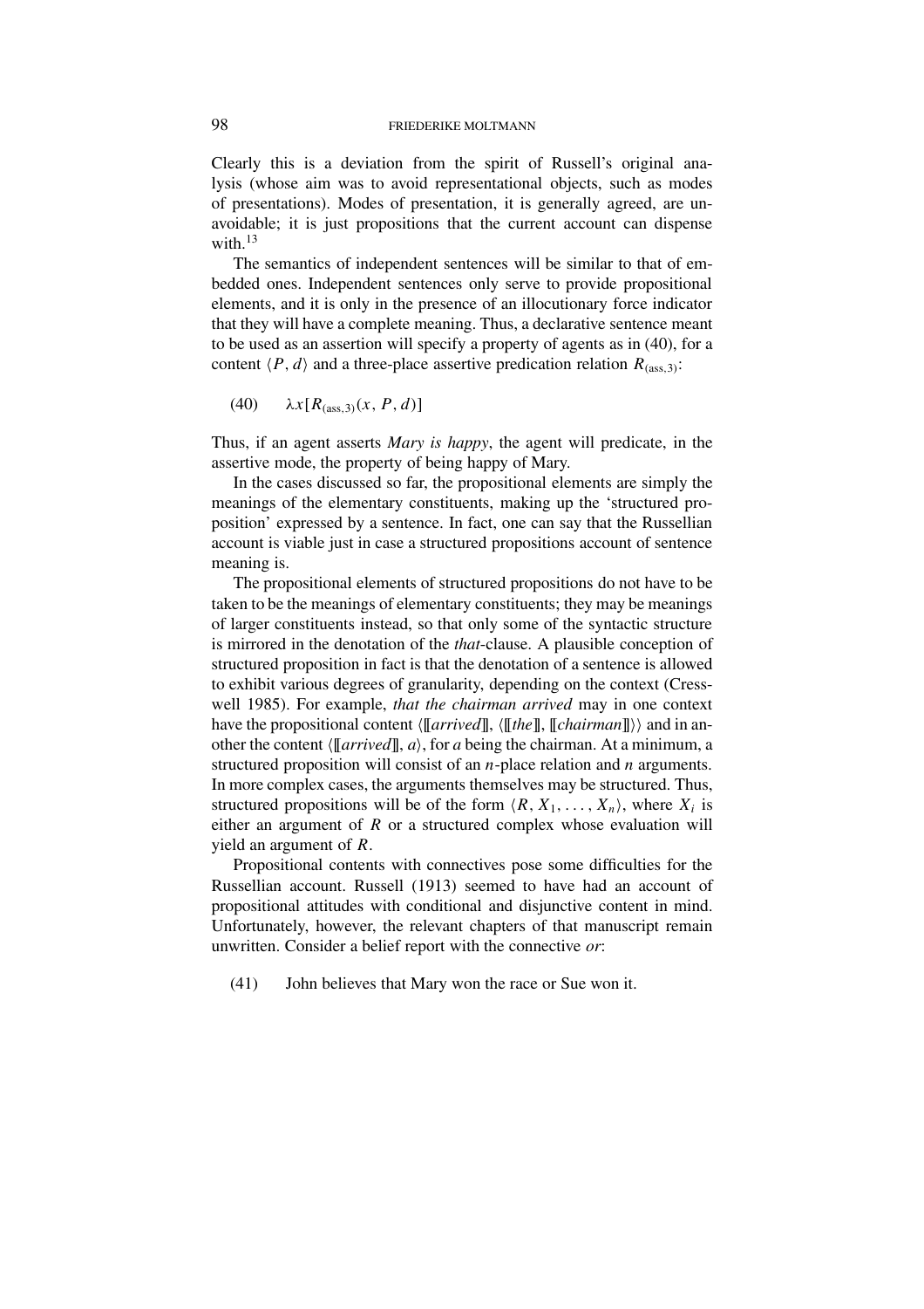Clearly this is a deviation from the spirit of Russell's original analysis (whose aim was to avoid representational objects, such as modes of presentations). Modes of presentation, it is generally agreed, are unavoidable; it is just propositions that the current account can dispense with.[13]

The semantics of independent sentences will be similar to that of embedded ones. Independent sentences only serve to provide propositional elements, and it is only in the presence of an illocutionary force indicator that they will have a complete meaning. Thus, a declarative sentence meant to be used as an assertion will specify a property of agents as in (40), for a content $\langle P, d\rangle$ and a three-place assertive predication relation $R_{(\mathrm{ass},3)}$:

(40) $\lambda x[R_{(\mathrm{ass},3)}(x, P, d)]$

Thus, if an agent asserts *Mary is happy*, the agent will predicate, in the assertive mode, the property of being happy of Mary.

In the cases discussed so far, the propositional elements are simply the meanings of the elementary constituents, making up the 'structured proposition' expressed by a sentence. In fact, one can say that the Russellian account is viable just in case a structured propositions account of sentence meaning is.

The propositional elements of structured propositions do not have to be taken to be the meanings of elementary constituents; they may be meanings of larger constituents instead, so that only some of the syntactic structure is mirrored in the denotation of the *that*-clause. A plausible conception of structured proposition in fact is that the denotation of a sentence is allowed to exhibit various degrees of granularity, depending on the context (Cresswell 1985). For example, *that the chairman arrived* may in one context have the propositional content $\langle [\![arrived]\!], \langle [\![the]\!], [\![chairman]\!]\rangle\rangle$ and in another the content $\langle [\![arrived]\!], a\rangle$, for $a$ being the chairman. At a minimum, a structured proposition will consist of an $n$-place relation and $n$ arguments. In more complex cases, the arguments themselves may be structured. Thus, structured propositions will be of the form $\langle R, X_1, \ldots, X_n\rangle$, where $X_i$ is either an argument of $R$ or a structured complex whose evaluation will yield an argument of $R$.

Propositional contents with connectives pose some difficulties for the Russellian account. Russell (1913) seemed to have had an account of propositional attitudes with conditional and disjunctive content in mind. Unfortunately, however, the relevant chapters of that manuscript remain unwritten. Consider a belief report with the connective *or*:

(41) John believes that Mary won the race or Sue won it.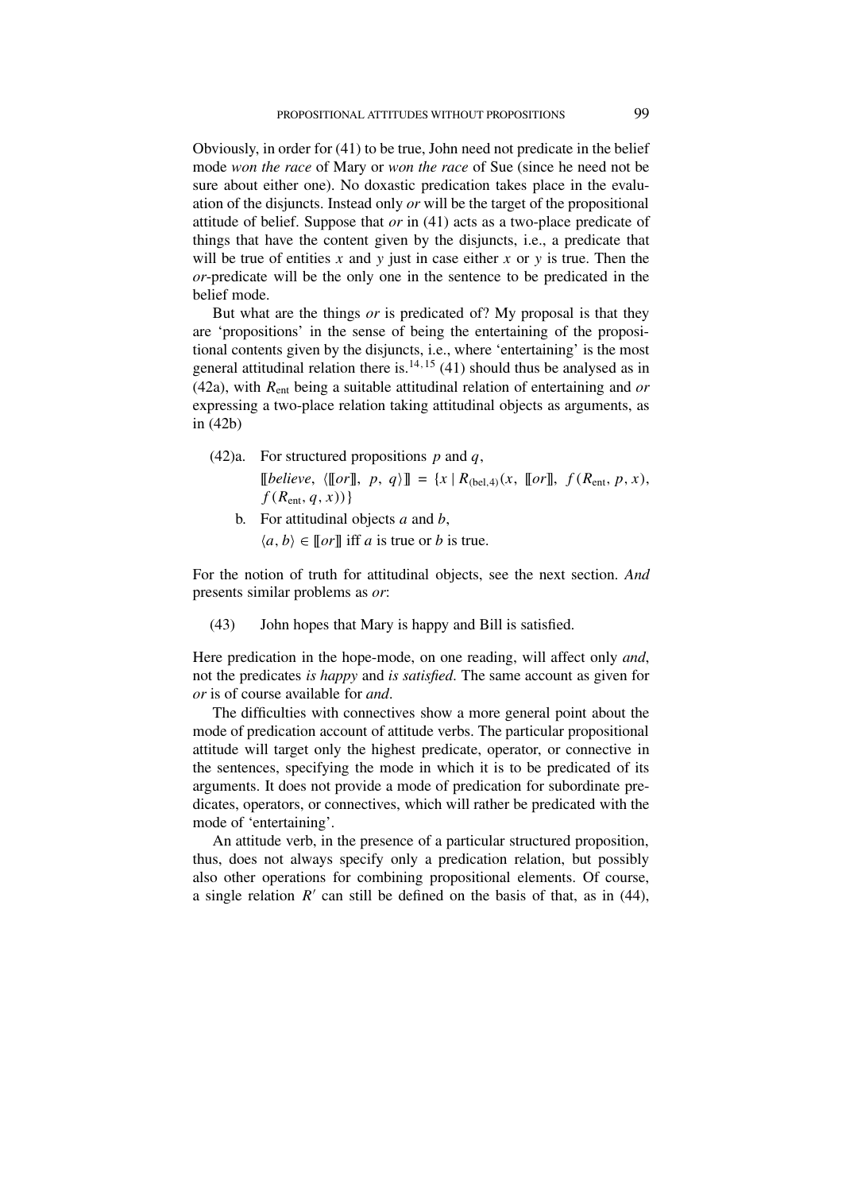Obviously, in order for (41) to be true, John need not predicate in the belief mode *won the race* of Mary or *won the race* of Sue (since he need not be sure about either one). No doxastic predication takes place in the evaluation of the disjuncts. Instead only *or* will be the target of the propositional attitude of belief. Suppose that *or* in (41) acts as a two-place predicate of things that have the content given by the disjuncts, i.e., a predicate that will be true of entities $x$ and $y$ just in case either $x$ or $y$ is true. Then the *or*-predicate will be the only one in the sentence to be predicated in the belief mode.

But what are the things *or* is predicated of? My proposal is that they are 'propositions' in the sense of being the entertaining of the propositional contents given by the disjuncts, i.e., where 'entertaining' is the most general attitudinal relation there is.[14, 15] (41) should thus be analysed as in (42a), with $R_{\text{ent}}$ being a suitable attitudinal relation of entertaining and *or* expressing a two-place relation taking attitudinal objects as arguments, as in (42b)

(42)a. For structured propositions $p$ and $q$,

$[\![believe, \langle[\![or]\!], p, q\rangle]\!] = \{x \mid R_{(\text{bel},4)}(x, [\![or]\!], f(R_{\text{ent}}, p, x), f(R_{\text{ent}}, q, x))\}$

b. For attitudinal objects $a$ and $b$,

$\langle a, b\rangle \in [\![or]\!]$ iff $a$ is true or $b$ is true.

For the notion of truth for attitudinal objects, see the next section. *And* presents similar problems as *or*:

(43) John hopes that Mary is happy and Bill is satisfied.

Here predication in the hope-mode, on one reading, will affect only *and*, not the predicates *is happy* and *is satisfied*. The same account as given for *or* is of course available for *and*.

The difficulties with connectives show a more general point about the mode of predication account of attitude verbs. The particular propositional attitude will target only the highest predicate, operator, or connective in the sentences, specifying the mode in which it is to be predicated of its arguments. It does not provide a mode of predication for subordinate predicates, operators, or connectives, which will rather be predicated with the mode of 'entertaining'.

An attitude verb, in the presence of a particular structured proposition, thus, does not always specify only a predication relation, but possibly also other operations for combining propositional elements. Of course, a single relation $R'$ can still be defined on the basis of that, as in (44),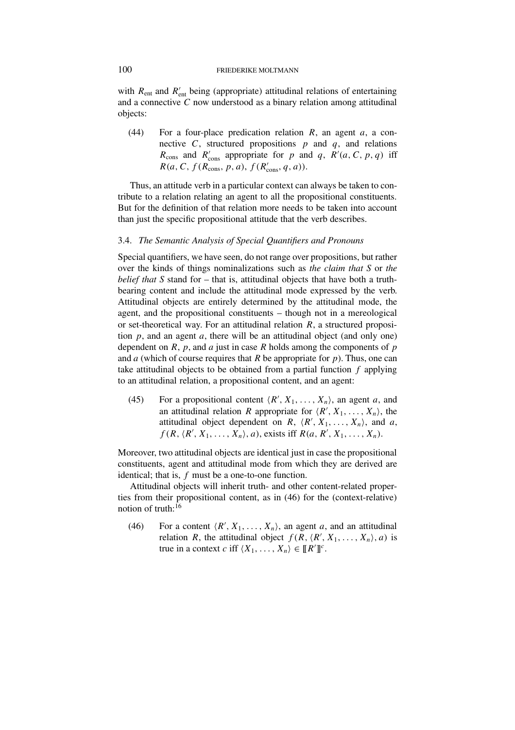with $R_{\text{ent}}$ and $R'_{\text{ent}}$ being (appropriate) attitudinal relations of entertaining and a connective $C$ now understood as a binary relation among attitudinal objects:

(44) For a four-place predication relation $R$, an agent $a$, a connective $C$, structured propositions $p$ and $q$, and relations $R_{\text{cons}}$ and $R'_{\text{cons}}$ appropriate for $p$ and $q$, $R'(a, C, p, q)$ iff $R(a, C, f(R_{\text{cons}}, p, a), f(R'_{\text{cons}}, q, a))$.

Thus, an attitude verb in a particular context can always be taken to contribute to a relation relating an agent to all the propositional constituents. But for the definition of that relation more needs to be taken into account than just the specific propositional attitude that the verb describes.

### 3.4. *The Semantic Analysis of Special Quantifiers and Pronouns*

Special quantifiers, we have seen, do not range over propositions, but rather over the kinds of things nominalizations such as *the claim that S* or *the belief that S* stand for – that is, attitudinal objects that have both a truth-bearing content and include the attitudinal mode expressed by the verb. Attitudinal objects are entirely determined by the attitudinal mode, the agent, and the propositional constituents – though not in a mereological or set-theoretical way. For an attitudinal relation $R$, a structured proposition $p$, and an agent $a$, there will be an attitudinal object (and only one) dependent on $R$, $p$, and $a$ just in case $R$ holds among the components of $p$ and $a$ (which of course requires that $R$ be appropriate for $p$). Thus, one can take attitudinal objects to be obtained from a partial function $f$ applying to an attitudinal relation, a propositional content, and an agent:

(45) For a propositional content $\langle R', X_1, \ldots, X_n \rangle$, an agent $a$, and an attitudinal relation $R$ appropriate for $\langle R', X_1, \ldots, X_n \rangle$, the attitudinal object dependent on $R$, $\langle R', X_1, \ldots, X_n \rangle$, and $a$, $f(R, \langle R', X_1, \ldots, X_n \rangle, a)$, exists iff $R(a, R', X_1, \ldots, X_n)$.

Moreover, two attitudinal objects are identical just in case the propositional constituents, agent and attitudinal mode from which they are derived are identical; that is, $f$ must be a one-to-one function.

Attitudinal objects will inherit truth- and other content-related properties from their propositional content, as in (46) for the (context-relative) notion of truth:[16]

(46) For a content $\langle R', X_1, \ldots, X_n \rangle$, an agent $a$, and an attitudinal relation $R$, the attitudinal object $f(R, \langle R', X_1, \ldots, X_n \rangle, a)$ is true in a context $c$ iff $\langle X_1, \ldots, X_n \rangle \in [\![R']\!]^c$.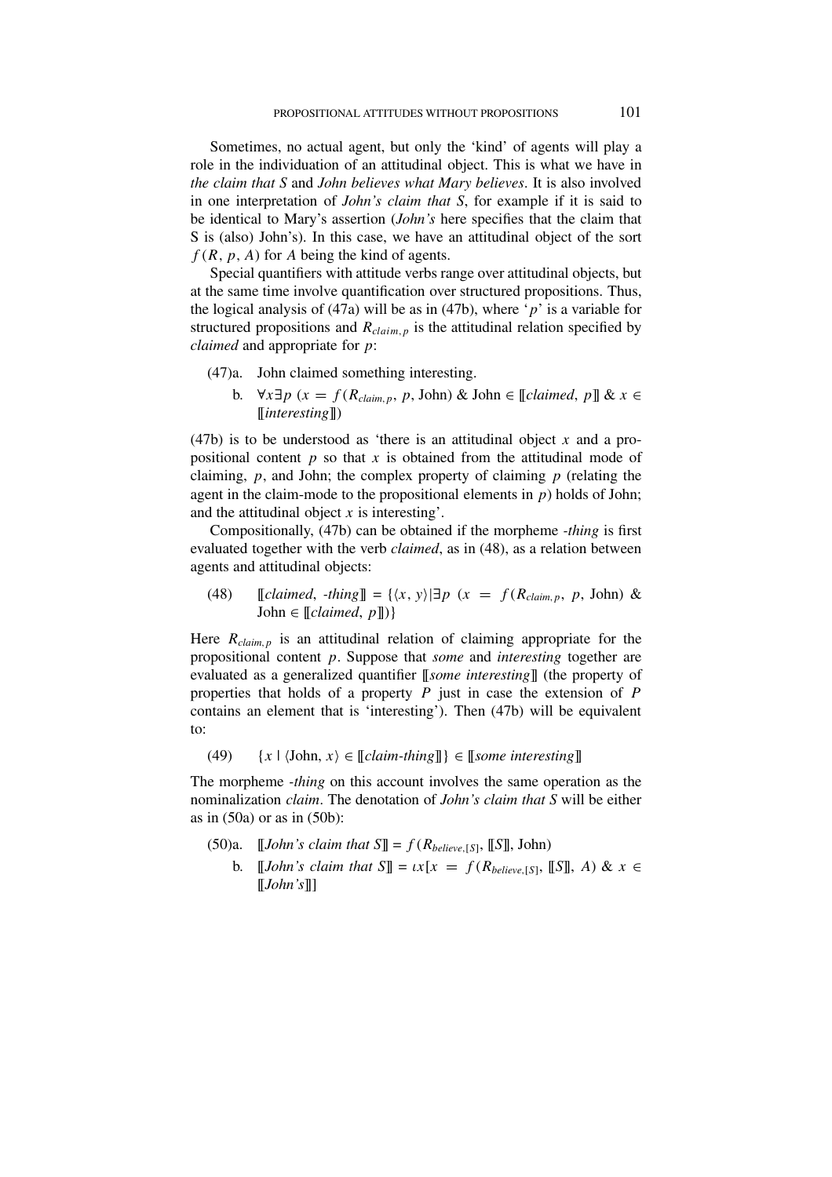Sometimes, no actual agent, but only the 'kind' of agents will play a role in the individuation of an attitudinal object. This is what we have in *the claim that S* and *John believes what Mary believes*. It is also involved in one interpretation of *John's claim that S*, for example if it is said to be identical to Mary's assertion (*John's* here specifies that the claim that S is (also) John's). In this case, we have an attitudinal object of the sort $f(R, p, A)$ for $A$ being the kind of agents.

Special quantifiers with attitude verbs range over attitudinal objects, but at the same time involve quantification over structured propositions. Thus, the logical analysis of (47a) will be as in (47b), where '$p$' is a variable for structured propositions and $R_{claim,p}$ is the attitudinal relation specified by *claimed* and appropriate for $p$:

(47)a. John claimed something interesting.

b. $\forall x \exists p$ ($x = f(R_{claim,p}, p, \text{John})$ & John $\in [\![claimed, p]\!]$ & $x \in [\![interesting]\!]$)

(47b) is to be understood as 'there is an attitudinal object $x$ and a propositional content $p$ so that $x$ is obtained from the attitudinal mode of claiming, $p$, and John; the complex property of claiming $p$ (relating the agent in the claim-mode to the propositional elements in $p$) holds of John; and the attitudinal object $x$ is interesting'.

Compositionally, (47b) can be obtained if the morpheme *-thing* is first evaluated together with the verb *claimed*, as in (48), as a relation between agents and attitudinal objects:

(48) $[\![claimed, \text{-}thing]\!] = \{\langle x, y\rangle | \exists p$ ($x = f(R_{claim,p}, p, \text{John})$ & John $\in [\![claimed, p]\!])\}$

Here $R_{claim,p}$ is an attitudinal relation of claiming appropriate for the propositional content $p$. Suppose that *some* and *interesting* together are evaluated as a generalized quantifier $[\![some\ interesting]\!]$ (the property of properties that holds of a property $P$ just in case the extension of $P$ contains an element that is 'interesting'). Then (47b) will be equivalent to:

(49) $\{x \mid \langle \text{John}, x\rangle \in [\![claim\text{-}thing]\!]\} \in [\![some\ interesting]\!]$

The morpheme *-thing* on this account involves the same operation as the nominalization *claim*. The denotation of *John's claim that S* will be either as in (50a) or as in (50b):

(50)a. $[\![John's\ claim\ that\ S]\!] = f(R_{believe,[S]}, [\![S]\!], \text{John})$

b. $[\![John's\ claim\ that\ S]\!] = \iota x[x = f(R_{believe,[S]}, [\![S]\!], A)$ & $x \in [\![John's]\!]]$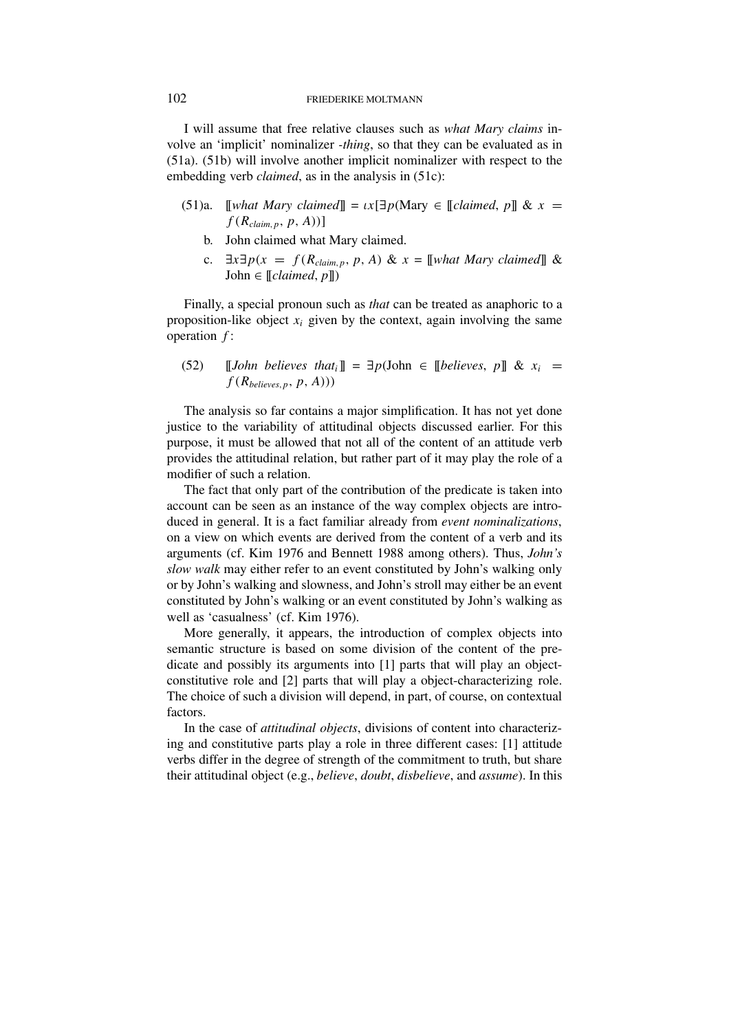I will assume that free relative clauses such as *what Mary claims* involve an 'implicit' nominalizer *-thing*, so that they can be evaluated as in (51a). (51b) will involve another implicit nominalizer with respect to the embedding verb *claimed*, as in the analysis in (51c):

(51)a. $[\![\textit{what Mary claimed}]\!] = \iota x[\exists p(\text{Mary} \in [\![\textit{claimed}, p]\!] \;\&\; x = f(R_{claim,p}, p, A))]$

b. John claimed what Mary claimed.

c. $\exists x \exists p(x = f(R_{claim,p}, p, A) \;\&\; x = [\![\textit{what Mary claimed}]\!] \;\&\; \text{John} \in [\![\textit{claimed}, p]\!])$

Finally, a special pronoun such as *that* can be treated as anaphoric to a proposition-like object $x_i$ given by the context, again involving the same operation $f$:

(52) $[\![\textit{John believes that}_i]\!] = \exists p(\text{John} \in [\![\textit{believes}, p]\!] \;\&\; x_i = f(R_{believes,p}, p, A)))$

The analysis so far contains a major simplification. It has not yet done justice to the variability of attitudinal objects discussed earlier. For this purpose, it must be allowed that not all of the content of an attitude verb provides the attitudinal relation, but rather part of it may play the role of a modifier of such a relation.

The fact that only part of the contribution of the predicate is taken into account can be seen as an instance of the way complex objects are introduced in general. It is a fact familiar already from *event nominalizations*, on a view on which events are derived from the content of a verb and its arguments (cf. Kim 1976 and Bennett 1988 among others). Thus, *John's slow walk* may either refer to an event constituted by John's walking only or by John's walking and slowness, and John's stroll may either be an event constituted by John's walking or an event constituted by John's walking as well as 'casualness' (cf. Kim 1976).

More generally, it appears, the introduction of complex objects into semantic structure is based on some division of the content of the predicate and possibly its arguments into [1] parts that will play an object-constitutive role and [2] parts that will play a object-characterizing role. The choice of such a division will depend, in part, of course, on contextual factors.

In the case of *attitudinal objects*, divisions of content into characterizing and constitutive parts play a role in three different cases: [1] attitude verbs differ in the degree of strength of the commitment to truth, but share their attitudinal object (e.g., *believe*, *doubt*, *disbelieve*, and *assume*). In this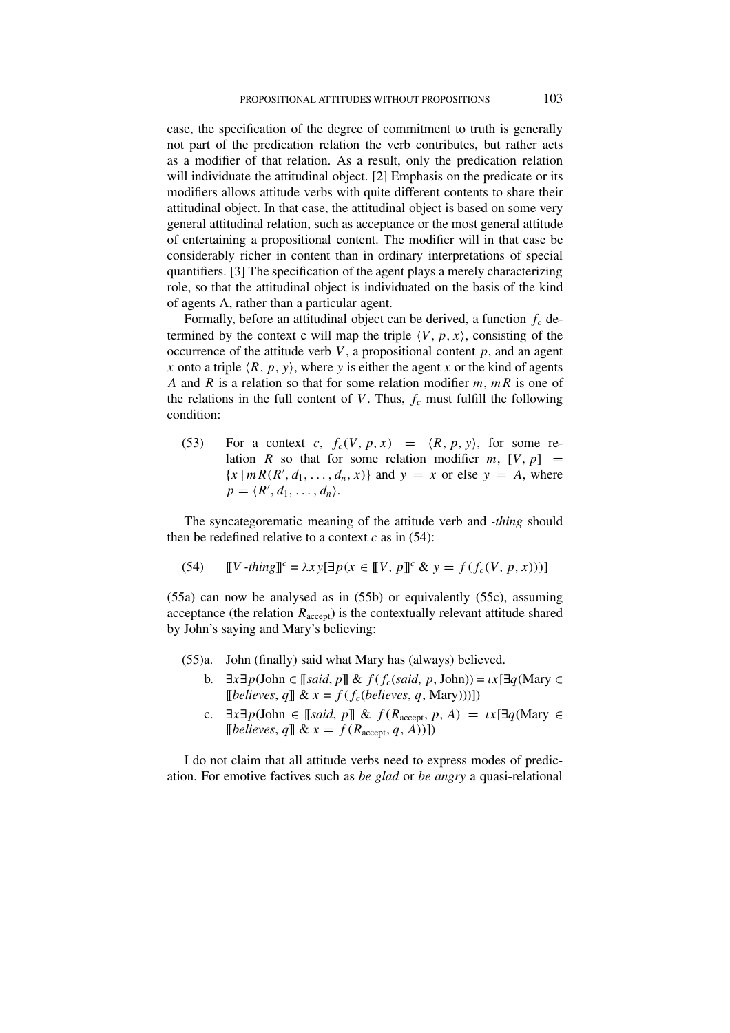case, the specification of the degree of commitment to truth is generally not part of the predication relation the verb contributes, but rather acts as a modifier of that relation. As a result, only the predication relation will individuate the attitudinal object. [2] Emphasis on the predicate or its modifiers allows attitude verbs with quite different contents to share their attitudinal object. In that case, the attitudinal object is based on some very general attitudinal relation, such as acceptance or the most general attitude of entertaining a propositional content. The modifier will in that case be considerably richer in content than in ordinary interpretations of special quantifiers. [3] The specification of the agent plays a merely characterizing role, so that the attitudinal object is individuated on the basis of the kind of agents A, rather than a particular agent.

Formally, before an attitudinal object can be derived, a function $f_c$ determined by the context c will map the triple $\langle V, p, x \rangle$, consisting of the occurrence of the attitude verb $V$, a propositional content $p$, and an agent $x$ onto a triple $\langle R, p, y \rangle$, where $y$ is either the agent $x$ or the kind of agents $A$ and $R$ is a relation so that for some relation modifier $m$, $mR$ is one of the relations in the full content of $V$. Thus, $f_c$ must fulfill the following condition:

(53) For a context $c$, $f_c(V, p, x) = \langle R, p, y \rangle$, for some relation $R$ so that for some relation modifier $m$, $[V, p] = \{x \mid mR(R', d_1, \ldots, d_n, x)\}$ and $y = x$ or else $y = A$, where $p = \langle R', d_1, \ldots, d_n \rangle$.

The syncategorematic meaning of the attitude verb and *-thing* should then be redefined relative to a context $c$ as in (54):

(54) $[\![V\text{ -}thing]\!]^c = \lambda xy[\exists p(x \in [\![V, p]\!]^c \; \& \; y = f(f_c(V, p, x)))]$

(55a) can now be analysed as in (55b) or equivalently (55c), assuming acceptance (the relation $R_{\text{accept}}$) is the contextually relevant attitude shared by John's saying and Mary's believing:

(55)a. John (finally) said what Mary has (always) believed.

b. $\exists x \exists p(\text{John} \in [\![said, p]\!] \; \& \; f(f_c(said, p, \text{John})) = \iota x[\exists q(\text{Mary} \in [\![believes, q]\!] \; \& \; x = f(f_c(believes, q, \text{Mary})))])$

c. $\exists x \exists p(\text{John} \in [\![said, p]\!] \; \& \; f(R_{\text{accept}}, p, A) = \iota x[\exists q(\text{Mary} \in [\![believes, q]\!] \; \& \; x = f(R_{\text{accept}}, q, A))])$

I do not claim that all attitude verbs need to express modes of predication. For emotive factives such as *be glad* or *be angry* a quasi-relational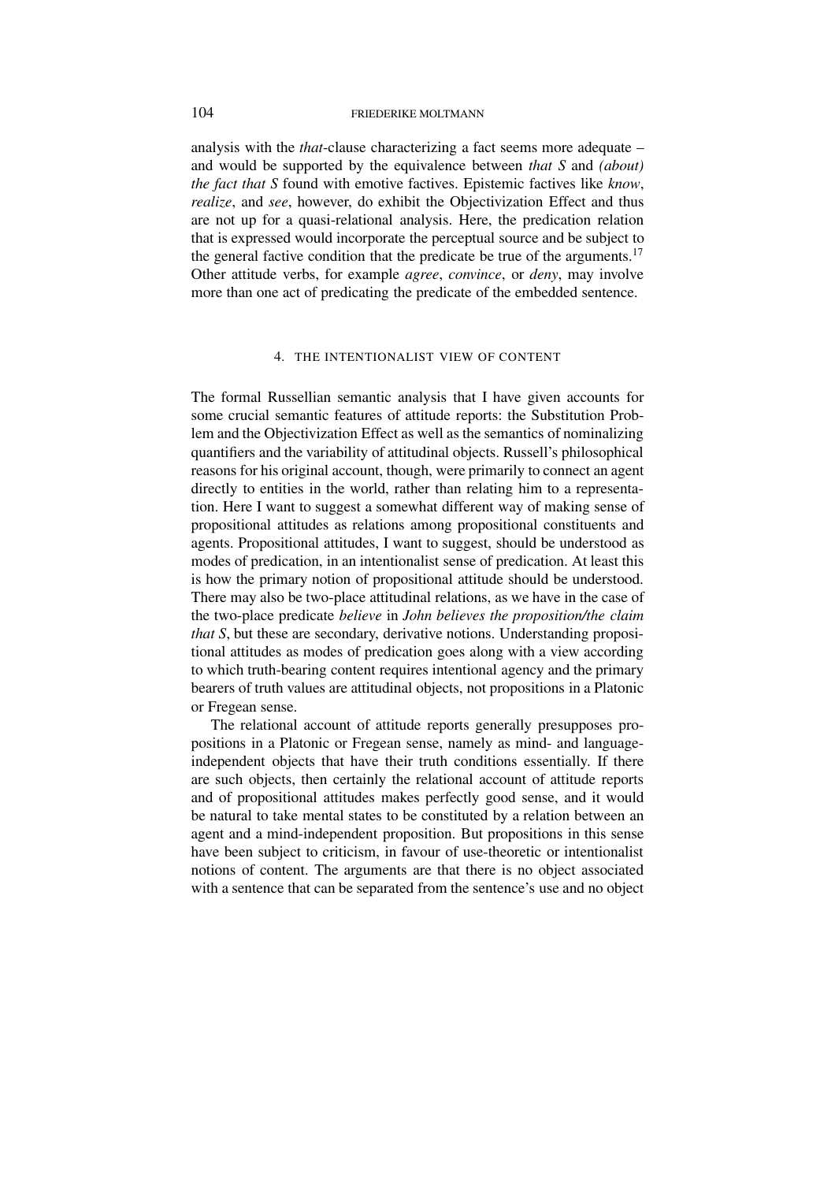analysis with the *that*-clause characterizing a fact seems more adequate – and would be supported by the equivalence between *that S* and *(about) the fact that S* found with emotive factives. Epistemic factives like *know*, *realize*, and *see*, however, do exhibit the Objectivization Effect and thus are not up for a quasi-relational analysis. Here, the predication relation that is expressed would incorporate the perceptual source and be subject to the general factive condition that the predicate be true of the arguments.[17] Other attitude verbs, for example *agree*, *convince*, or *deny*, may involve more than one act of predicating the predicate of the embedded sentence.

## 4. THE INTENTIONALIST VIEW OF CONTENT

The formal Russellian semantic analysis that I have given accounts for some crucial semantic features of attitude reports: the Substitution Problem and the Objectivization Effect as well as the semantics of nominalizing quantifiers and the variability of attitudinal objects. Russell's philosophical reasons for his original account, though, were primarily to connect an agent directly to entities in the world, rather than relating him to a representation. Here I want to suggest a somewhat different way of making sense of propositional attitudes as relations among propositional constituents and agents. Propositional attitudes, I want to suggest, should be understood as modes of predication, in an intentionalist sense of predication. At least this is how the primary notion of propositional attitude should be understood. There may also be two-place attitudinal relations, as we have in the case of the two-place predicate *believe* in *John believes the proposition/the claim that S*, but these are secondary, derivative notions. Understanding propositional attitudes as modes of predication goes along with a view according to which truth-bearing content requires intentional agency and the primary bearers of truth values are attitudinal objects, not propositions in a Platonic or Fregean sense.

The relational account of attitude reports generally presupposes propositions in a Platonic or Fregean sense, namely as mind- and language-independent objects that have their truth conditions essentially. If there are such objects, then certainly the relational account of attitude reports and of propositional attitudes makes perfectly good sense, and it would be natural to take mental states to be constituted by a relation between an agent and a mind-independent proposition. But propositions in this sense have been subject to criticism, in favour of use-theoretic or intentionalist notions of content. The arguments are that there is no object associated with a sentence that can be separated from the sentence's use and no object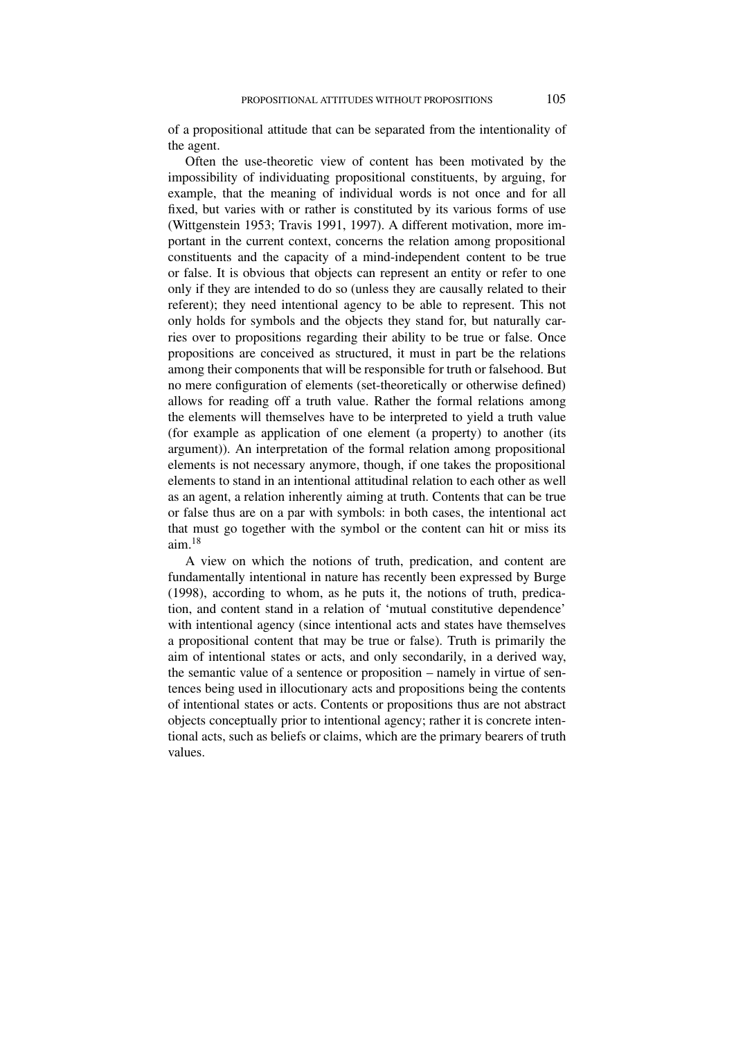of a propositional attitude that can be separated from the intentionality of the agent.

Often the use-theoretic view of content has been motivated by the impossibility of individuating propositional constituents, by arguing, for example, that the meaning of individual words is not once and for all fixed, but varies with or rather is constituted by its various forms of use (Wittgenstein 1953; Travis 1991, 1997). A different motivation, more important in the current context, concerns the relation among propositional constituents and the capacity of a mind-independent content to be true or false. It is obvious that objects can represent an entity or refer to one only if they are intended to do so (unless they are causally related to their referent); they need intentional agency to be able to represent. This not only holds for symbols and the objects they stand for, but naturally carries over to propositions regarding their ability to be true or false. Once propositions are conceived as structured, it must in part be the relations among their components that will be responsible for truth or falsehood. But no mere configuration of elements (set-theoretically or otherwise defined) allows for reading off a truth value. Rather the formal relations among the elements will themselves have to be interpreted to yield a truth value (for example as application of one element (a property) to another (its argument)). An interpretation of the formal relation among propositional elements is not necessary anymore, though, if one takes the propositional elements to stand in an intentional attitudinal relation to each other as well as an agent, a relation inherently aiming at truth. Contents that can be true or false thus are on a par with symbols: in both cases, the intentional act that must go together with the symbol or the content can hit or miss its aim.[18]

A view on which the notions of truth, predication, and content are fundamentally intentional in nature has recently been expressed by Burge (1998), according to whom, as he puts it, the notions of truth, predication, and content stand in a relation of 'mutual constitutive dependence' with intentional agency (since intentional acts and states have themselves a propositional content that may be true or false). Truth is primarily the aim of intentional states or acts, and only secondarily, in a derived way, the semantic value of a sentence or proposition – namely in virtue of sentences being used in illocutionary acts and propositions being the contents of intentional states or acts. Contents or propositions thus are not abstract objects conceptually prior to intentional agency; rather it is concrete intentional acts, such as beliefs or claims, which are the primary bearers of truth values.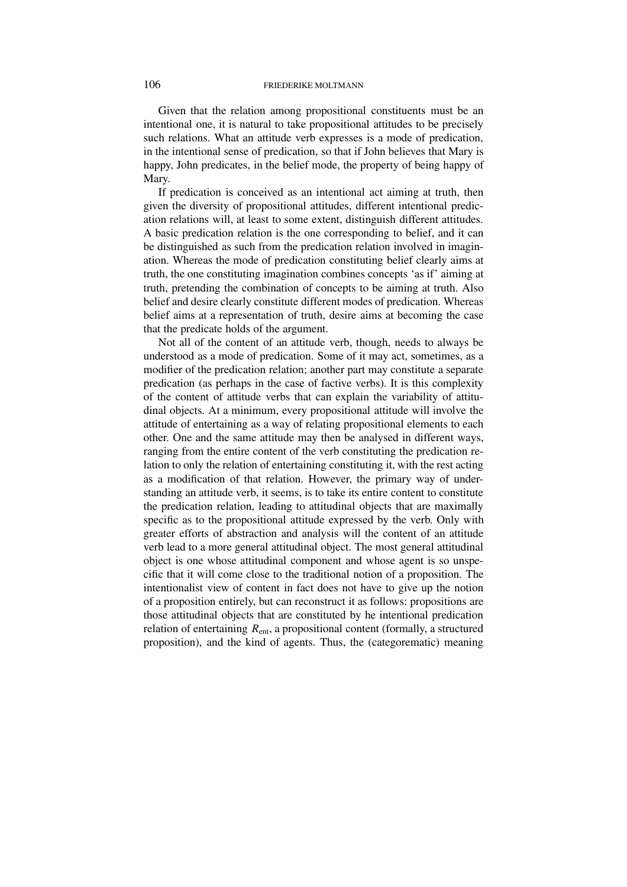Given that the relation among propositional constituents must be an intentional one, it is natural to take propositional attitudes to be precisely such relations. What an attitude verb expresses is a mode of predication, in the intentional sense of predication, so that if John believes that Mary is happy, John predicates, in the belief mode, the property of being happy of Mary.

If predication is conceived as an intentional act aiming at truth, then given the diversity of propositional attitudes, different intentional predication relations will, at least to some extent, distinguish different attitudes. A basic predication relation is the one corresponding to belief, and it can be distinguished as such from the predication relation involved in imagination. Whereas the mode of predication constituting belief clearly aims at truth, the one constituting imagination combines concepts 'as if' aiming at truth, pretending the combination of concepts to be aiming at truth. Also belief and desire clearly constitute different modes of predication. Whereas belief aims at a representation of truth, desire aims at becoming the case that the predicate holds of the argument.

Not all of the content of an attitude verb, though, needs to always be understood as a mode of predication. Some of it may act, sometimes, as a modifier of the predication relation; another part may constitute a separate predication (as perhaps in the case of factive verbs). It is this complexity of the content of attitude verbs that can explain the variability of attitudinal objects. At a minimum, every propositional attitude will involve the attitude of entertaining as a way of relating propositional elements to each other. One and the same attitude may then be analysed in different ways, ranging from the entire content of the verb constituting the predication relation to only the relation of entertaining constituting it, with the rest acting as a modification of that relation. However, the primary way of understanding an attitude verb, it seems, is to take its entire content to constitute the predication relation, leading to attitudinal objects that are maximally specific as to the propositional attitude expressed by the verb. Only with greater efforts of abstraction and analysis will the content of an attitude verb lead to a more general attitudinal object. The most general attitudinal object is one whose attitudinal component and whose agent is so unspecific that it will come close to the traditional notion of a proposition. The intentionalist view of content in fact does not have to give up the notion of a proposition entirely, but can reconstruct it as follows: propositions are those attitudinal objects that are constituted by he intentional predication relation of entertaining $R_{\text{ent}}$, a propositional content (formally, a structured proposition), and the kind of agents. Thus, the (categorematic) meaning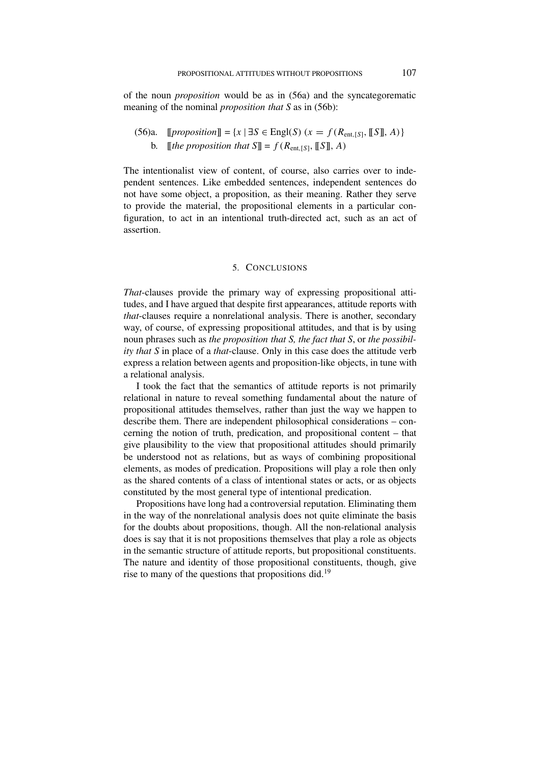of the noun *proposition* would be as in (56a) and the syncategorematic meaning of the nominal *proposition that S* as in (56b):

(56)a. $[\![proposition]\!] = \{x \mid \exists S \in \text{Engl}(S)\ (x = f(R_{\text{ent},[S]}, [\![S]\!], A)\}$

b. $[\![the\ proposition\ that\ S]\!] = f(R_{\text{ent},[S]}, [\![S]\!], A)$

The intentionalist view of content, of course, also carries over to independent sentences. Like embedded sentences, independent sentences do not have some object, a proposition, as their meaning. Rather they serve to provide the material, the propositional elements in a particular configuration, to act in an intentional truth-directed act, such as an act of assertion.

## 5. Conclusions

*That*-clauses provide the primary way of expressing propositional attitudes, and I have argued that despite first appearances, attitude reports with *that*-clauses require a nonrelational analysis. There is another, secondary way, of course, of expressing propositional attitudes, and that is by using noun phrases such as *the proposition that S, the fact that S*, or *the possibility that S* in place of a *that*-clause. Only in this case does the attitude verb express a relation between agents and proposition-like objects, in tune with a relational analysis.

I took the fact that the semantics of attitude reports is not primarily relational in nature to reveal something fundamental about the nature of propositional attitudes themselves, rather than just the way we happen to describe them. There are independent philosophical considerations – concerning the notion of truth, predication, and propositional content – that give plausibility to the view that propositional attitudes should primarily be understood not as relations, but as ways of combining propositional elements, as modes of predication. Propositions will play a role then only as the shared contents of a class of intentional states or acts, or as objects constituted by the most general type of intentional predication.

Propositions have long had a controversial reputation. Eliminating them in the way of the nonrelational analysis does not quite eliminate the basis for the doubts about propositions, though. All the non-relational analysis does is say that it is not propositions themselves that play a role as objects in the semantic structure of attitude reports, but propositional constituents. The nature and identity of those propositional constituents, though, give rise to many of the questions that propositions did.[19]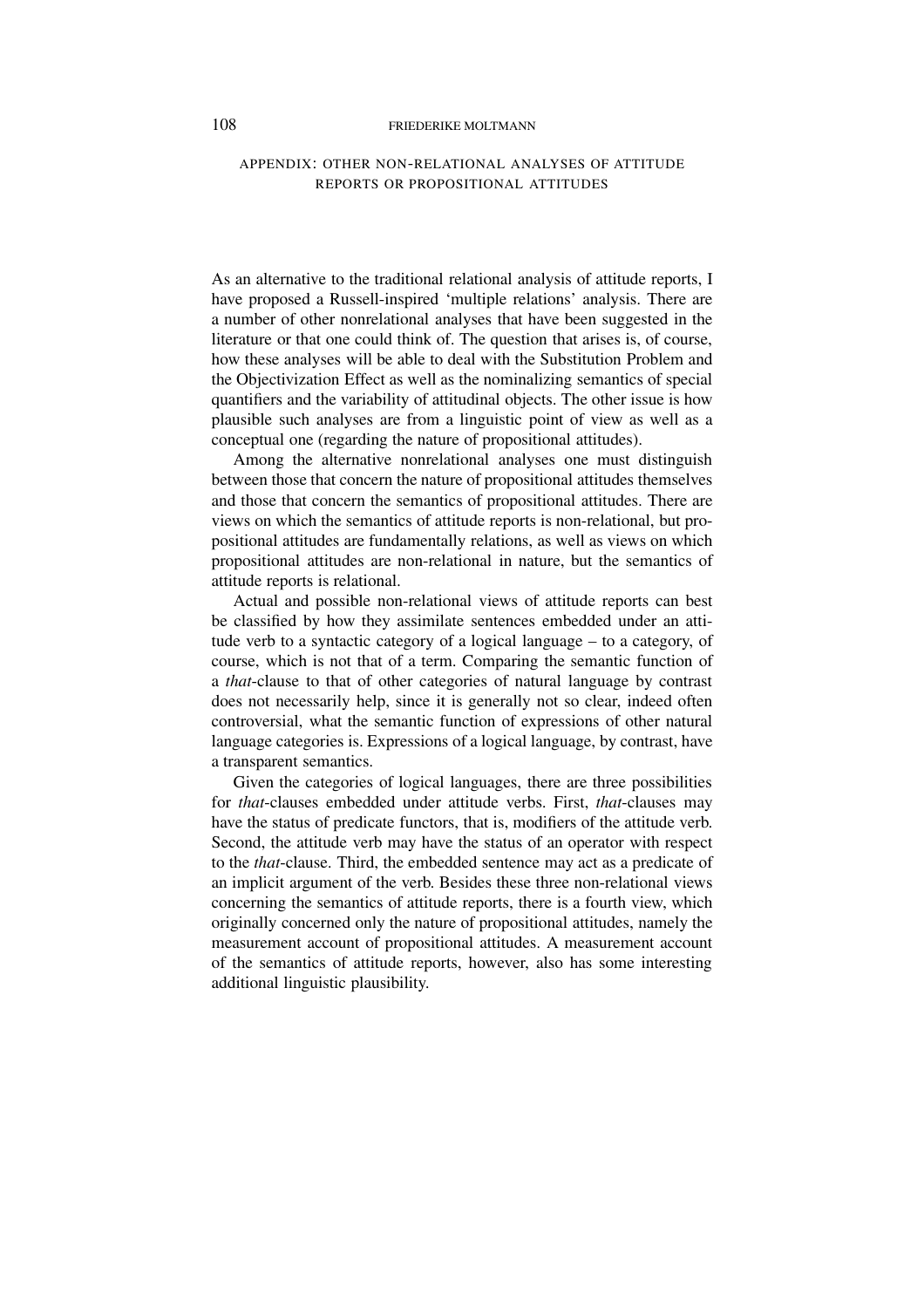## APPENDIX: OTHER NON-RELATIONAL ANALYSES OF ATTITUDE REPORTS OR PROPOSITIONAL ATTITUDES

As an alternative to the traditional relational analysis of attitude reports, I have proposed a Russell-inspired 'multiple relations' analysis. There are a number of other nonrelational analyses that have been suggested in the literature or that one could think of. The question that arises is, of course, how these analyses will be able to deal with the Substitution Problem and the Objectivization Effect as well as the nominalizing semantics of special quantifiers and the variability of attitudinal objects. The other issue is how plausible such analyses are from a linguistic point of view as well as a conceptual one (regarding the nature of propositional attitudes).

Among the alternative nonrelational analyses one must distinguish between those that concern the nature of propositional attitudes themselves and those that concern the semantics of propositional attitudes. There are views on which the semantics of attitude reports is non-relational, but propositional attitudes are fundamentally relations, as well as views on which propositional attitudes are non-relational in nature, but the semantics of attitude reports is relational.

Actual and possible non-relational views of attitude reports can best be classified by how they assimilate sentences embedded under an attitude verb to a syntactic category of a logical language – to a category, of course, which is not that of a term. Comparing the semantic function of a *that*-clause to that of other categories of natural language by contrast does not necessarily help, since it is generally not so clear, indeed often controversial, what the semantic function of expressions of other natural language categories is. Expressions of a logical language, by contrast, have a transparent semantics.

Given the categories of logical languages, there are three possibilities for *that*-clauses embedded under attitude verbs. First, *that*-clauses may have the status of predicate functors, that is, modifiers of the attitude verb. Second, the attitude verb may have the status of an operator with respect to the *that*-clause. Third, the embedded sentence may act as a predicate of an implicit argument of the verb. Besides these three non-relational views concerning the semantics of attitude reports, there is a fourth view, which originally concerned only the nature of propositional attitudes, namely the measurement account of propositional attitudes. A measurement account of the semantics of attitude reports, however, also has some interesting additional linguistic plausibility.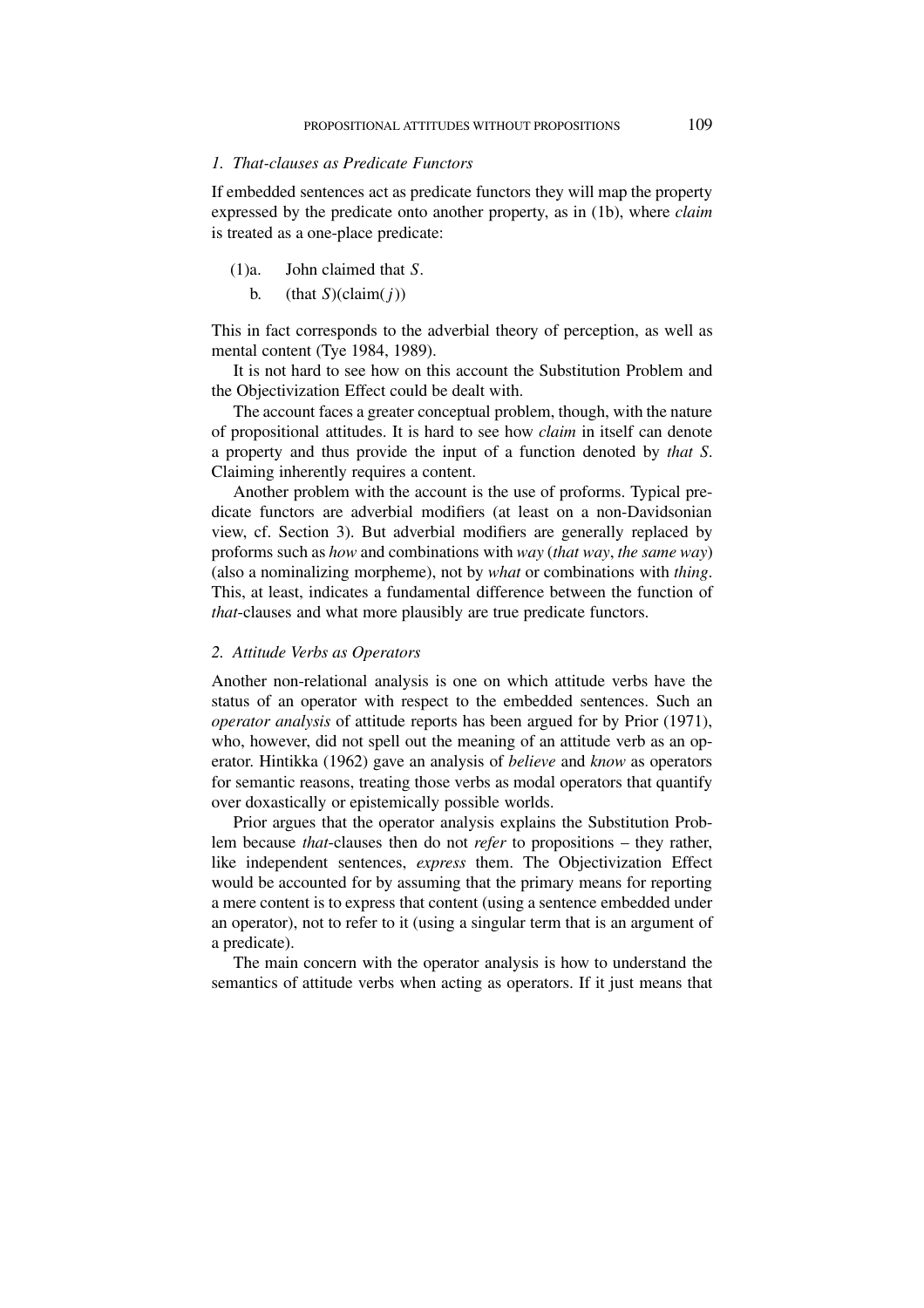### *1. That-clauses as Predicate Functors*

If embedded sentences act as predicate functors they will map the property expressed by the predicate onto another property, as in (1b), where *claim* is treated as a one-place predicate:

(1)a. John claimed that *S*.

b. (that *S*)(claim(*j*))

This in fact corresponds to the adverbial theory of perception, as well as mental content (Tye 1984, 1989).

It is not hard to see how on this account the Substitution Problem and the Objectivization Effect could be dealt with.

The account faces a greater conceptual problem, though, with the nature of propositional attitudes. It is hard to see how *claim* in itself can denote a property and thus provide the input of a function denoted by *that S*. Claiming inherently requires a content.

Another problem with the account is the use of proforms. Typical predicate functors are adverbial modifiers (at least on a non-Davidsonian view, cf. Section 3). But adverbial modifiers are generally replaced by proforms such as *how* and combinations with *way* (*that way*, *the same way*) (also a nominalizing morpheme), not by *what* or combinations with *thing*. This, at least, indicates a fundamental difference between the function of *that*-clauses and what more plausibly are true predicate functors.

### *2. Attitude Verbs as Operators*

Another non-relational analysis is one on which attitude verbs have the status of an operator with respect to the embedded sentences. Such an *operator analysis* of attitude reports has been argued for by Prior (1971), who, however, did not spell out the meaning of an attitude verb as an operator. Hintikka (1962) gave an analysis of *believe* and *know* as operators for semantic reasons, treating those verbs as modal operators that quantify over doxastically or epistemically possible worlds.

Prior argues that the operator analysis explains the Substitution Problem because *that*-clauses then do not *refer* to propositions – they rather, like independent sentences, *express* them. The Objectivization Effect would be accounted for by assuming that the primary means for reporting a mere content is to express that content (using a sentence embedded under an operator), not to refer to it (using a singular term that is an argument of a predicate).

The main concern with the operator analysis is how to understand the semantics of attitude verbs when acting as operators. If it just means that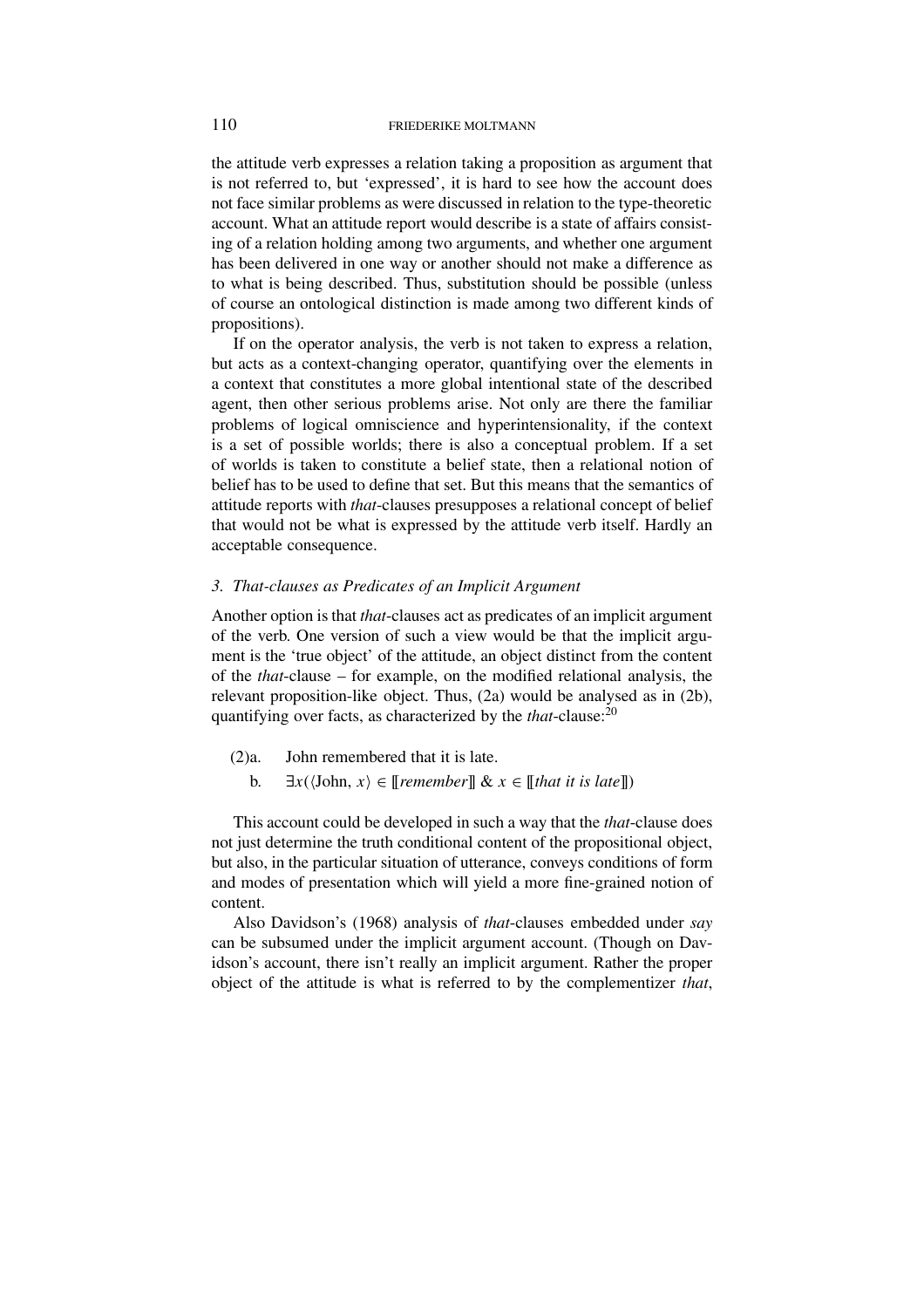the attitude verb expresses a relation taking a proposition as argument that is not referred to, but 'expressed', it is hard to see how the account does not face similar problems as were discussed in relation to the type-theoretic account. What an attitude report would describe is a state of affairs consisting of a relation holding among two arguments, and whether one argument has been delivered in one way or another should not make a difference as to what is being described. Thus, substitution should be possible (unless of course an ontological distinction is made among two different kinds of propositions).

If on the operator analysis, the verb is not taken to express a relation, but acts as a context-changing operator, quantifying over the elements in a context that constitutes a more global intentional state of the described agent, then other serious problems arise. Not only are there the familiar problems of logical omniscience and hyperintensionality, if the context is a set of possible worlds; there is also a conceptual problem. If a set of worlds is taken to constitute a belief state, then a relational notion of belief has to be used to define that set. But this means that the semantics of attitude reports with *that*-clauses presupposes a relational concept of belief that would not be what is expressed by the attitude verb itself. Hardly an acceptable consequence.

### *3. That-clauses as Predicates of an Implicit Argument*

Another option is that *that*-clauses act as predicates of an implicit argument of the verb. One version of such a view would be that the implicit argument is the 'true object' of the attitude, an object distinct from the content of the *that*-clause – for example, on the modified relational analysis, the relevant proposition-like object. Thus, (2a) would be analysed as in (2b), quantifying over facts, as characterized by the *that*-clause:[20]

(2)a. John remembered that it is late.

b. $\exists x(\langle \text{John}, x\rangle \in [\![\textit{remember}]\!] \ \&\ x \in [\![\textit{that it is late}]\!])$

This account could be developed in such a way that the *that*-clause does not just determine the truth conditional content of the propositional object, but also, in the particular situation of utterance, conveys conditions of form and modes of presentation which will yield a more fine-grained notion of content.

Also Davidson's (1968) analysis of *that*-clauses embedded under *say* can be subsumed under the implicit argument account. (Though on Davidson's account, there isn't really an implicit argument. Rather the proper object of the attitude is what is referred to by the complementizer *that*,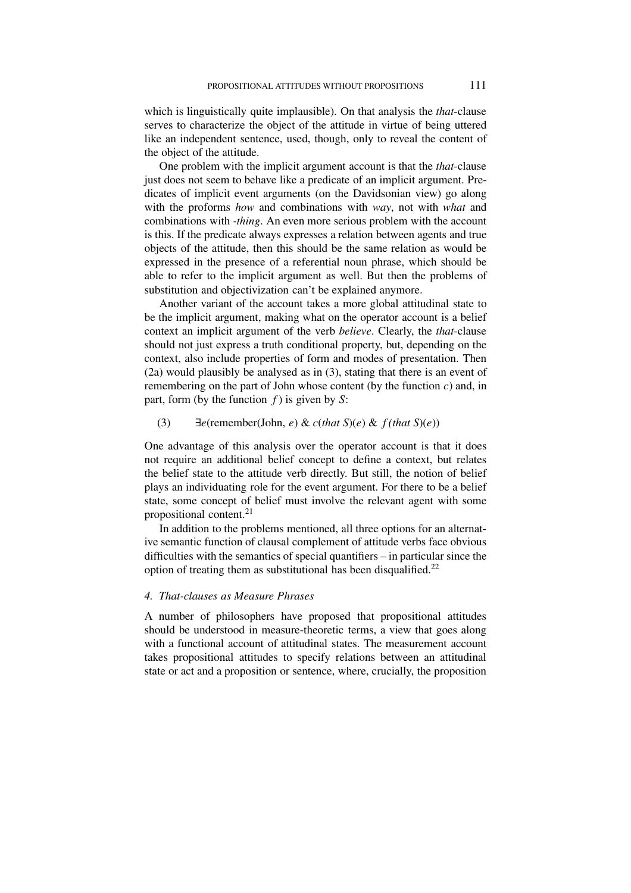which is linguistically quite implausible). On that analysis the *that*-clause serves to characterize the object of the attitude in virtue of being uttered like an independent sentence, used, though, only to reveal the content of the object of the attitude.

One problem with the implicit argument account is that the *that*-clause just does not seem to behave like a predicate of an implicit argument. Predicates of implicit event arguments (on the Davidsonian view) go along with the proforms *how* and combinations with *way*, not with *what* and combinations with *-thing*. An even more serious problem with the account is this. If the predicate always expresses a relation between agents and true objects of the attitude, then this should be the same relation as would be expressed in the presence of a referential noun phrase, which should be able to refer to the implicit argument as well. But then the problems of substitution and objectivization can't be explained anymore.

Another variant of the account takes a more global attitudinal state to be the implicit argument, making what on the operator account is a belief context an implicit argument of the verb *believe*. Clearly, the *that*-clause should not just express a truth conditional property, but, depending on the context, also include properties of form and modes of presentation. Then (2a) would plausibly be analysed as in (3), stating that there is an event of remembering on the part of John whose content (by the function $c$) and, in part, form (by the function $f$) is given by $S$:

(3) $\exists e(\text{remember}(\text{John}, e) \;\&\; c(\textit{that } S)(e) \;\&\; f(\textit{that } S)(e))$

One advantage of this analysis over the operator account is that it does not require an additional belief concept to define a context, but relates the belief state to the attitude verb directly. But still, the notion of belief plays an individuating role for the event argument. For there to be a belief state, some concept of belief must involve the relevant agent with some propositional content.[21]

In addition to the problems mentioned, all three options for an alternative semantic function of clausal complement of attitude verbs face obvious difficulties with the semantics of special quantifiers – in particular since the option of treating them as substitutional has been disqualified.[22]

### *4. That-clauses as Measure Phrases*

A number of philosophers have proposed that propositional attitudes should be understood in measure-theoretic terms, a view that goes along with a functional account of attitudinal states. The measurement account takes propositional attitudes to specify relations between an attitudinal state or act and a proposition or sentence, where, crucially, the proposition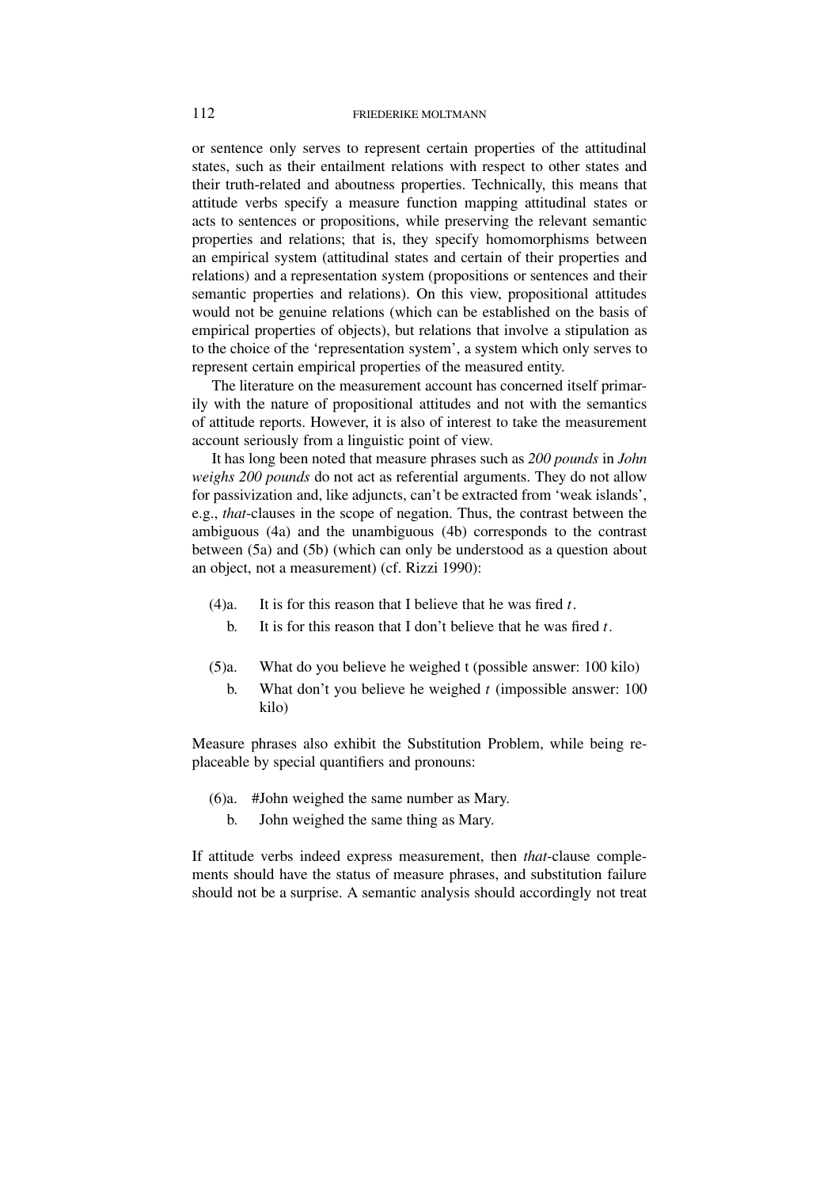or sentence only serves to represent certain properties of the attitudinal states, such as their entailment relations with respect to other states and their truth-related and aboutness properties. Technically, this means that attitude verbs specify a measure function mapping attitudinal states or acts to sentences or propositions, while preserving the relevant semantic properties and relations; that is, they specify homomorphisms between an empirical system (attitudinal states and certain of their properties and relations) and a representation system (propositions or sentences and their semantic properties and relations). On this view, propositional attitudes would not be genuine relations (which can be established on the basis of empirical properties of objects), but relations that involve a stipulation as to the choice of the 'representation system', a system which only serves to represent certain empirical properties of the measured entity.

The literature on the measurement account has concerned itself primarily with the nature of propositional attitudes and not with the semantics of attitude reports. However, it is also of interest to take the measurement account seriously from a linguistic point of view.

It has long been noted that measure phrases such as *200 pounds* in *John weighs 200 pounds* do not act as referential arguments. They do not allow for passivization and, like adjuncts, can't be extracted from 'weak islands', e.g., *that*-clauses in the scope of negation. Thus, the contrast between the ambiguous (4a) and the unambiguous (4b) corresponds to the contrast between (5a) and (5b) (which can only be understood as a question about an object, not a measurement) (cf. Rizzi 1990):

(4)a. It is for this reason that I believe that he was fired *t*.

b. It is for this reason that I don't believe that he was fired *t*.

(5)a. What do you believe he weighed t (possible answer: 100 kilo)

b. What don't you believe he weighed *t* (impossible answer: 100 kilo)

Measure phrases also exhibit the Substitution Problem, while being replaceable by special quantifiers and pronouns:

(6)a. #John weighed the same number as Mary.

b. John weighed the same thing as Mary.

If attitude verbs indeed express measurement, then *that*-clause complements should have the status of measure phrases, and substitution failure should not be a surprise. A semantic analysis should accordingly not treat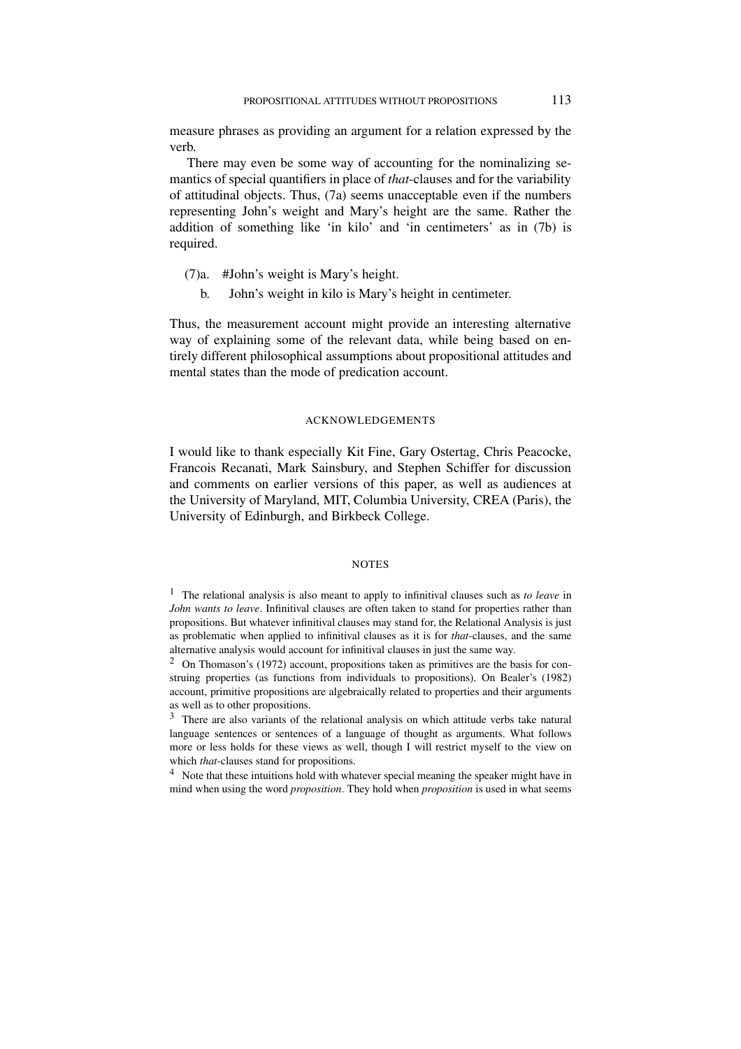measure phrases as providing an argument for a relation expressed by the verb.

There may even be some way of accounting for the nominalizing semantics of special quantifiers in place of *that*-clauses and for the variability of attitudinal objects. Thus, (7a) seems unacceptable even if the numbers representing John's weight and Mary's height are the same. Rather the addition of something like 'in kilo' and 'in centimeters' as in (7b) is required.

(7)a. #John's weight is Mary's height.

b. John's weight in kilo is Mary's height in centimeter.

Thus, the measurement account might provide an interesting alternative way of explaining some of the relevant data, while being based on entirely different philosophical assumptions about propositional attitudes and mental states than the mode of predication account.

## ACKNOWLEDGEMENTS

I would like to thank especially Kit Fine, Gary Ostertag, Chris Peacocke, Francois Recanati, Mark Sainsbury, and Stephen Schiffer for discussion and comments on earlier versions of this paper, as well as audiences at the University of Maryland, MIT, Columbia University, CREA (Paris), the University of Edinburgh, and Birkbeck College.

## NOTES

[1] The relational analysis is also meant to apply to infinitival clauses such as *to leave* in *John wants to leave*. Infinitival clauses are often taken to stand for properties rather than propositions. But whatever infinitival clauses may stand for, the Relational Analysis is just as problematic when applied to infinitival clauses as it is for *that*-clauses, and the same alternative analysis would account for infinitival clauses in just the same way.

[2] On Thomason's (1972) account, propositions taken as primitives are the basis for construing properties (as functions from individuals to propositions). On Bealer's (1982) account, primitive propositions are algebraically related to properties and their arguments as well as to other propositions.

[3] There are also variants of the relational analysis on which attitude verbs take natural language sentences or sentences of a language of thought as arguments. What follows more or less holds for these views as well, though I will restrict myself to the view on which *that*-clauses stand for propositions.

[4] Note that these intuitions hold with whatever special meaning the speaker might have in mind when using the word *proposition*. They hold when *proposition* is used in what seems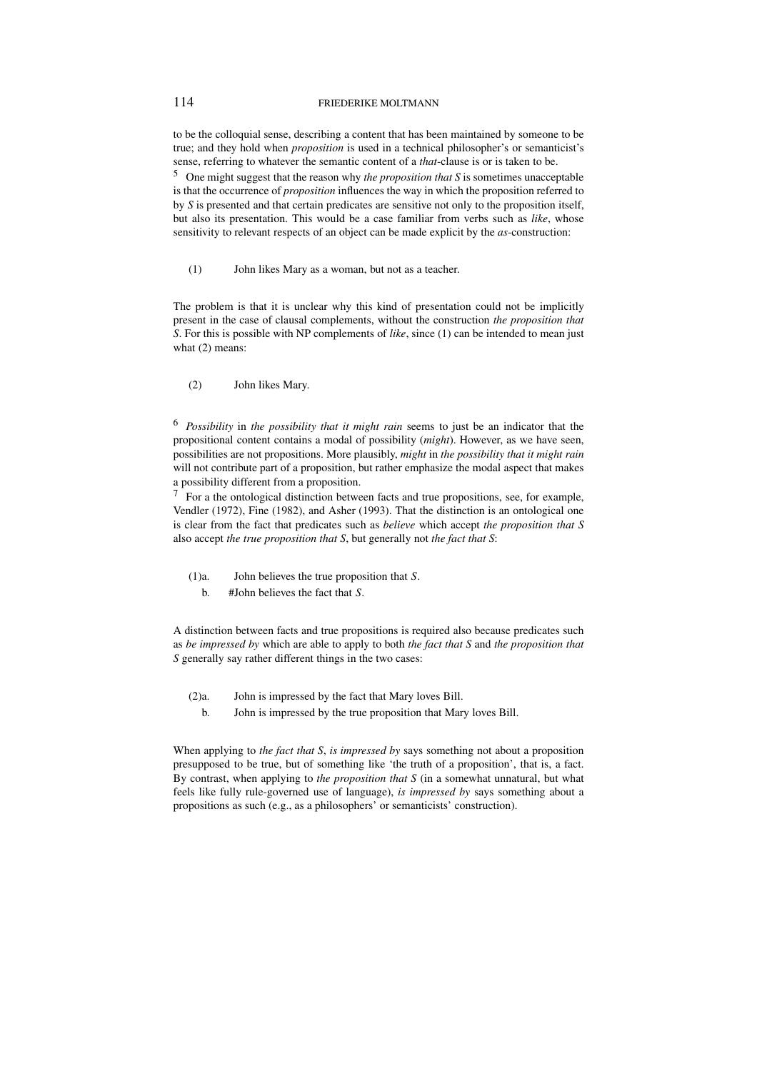to be the colloquial sense, describing a content that has been maintained by someone to be true; and they hold when *proposition* is used in a technical philosopher's or semanticist's sense, referring to whatever the semantic content of a *that*-clause is or is taken to be.

[5] One might suggest that the reason why *the proposition that S* is sometimes unacceptable is that the occurrence of *proposition* influences the way in which the proposition referred to by *S* is presented and that certain predicates are sensitive not only to the proposition itself, but also its presentation. This would be a case familiar from verbs such as *like*, whose sensitivity to relevant respects of an object can be made explicit by the *as*-construction:

(1) John likes Mary as a woman, but not as a teacher.

The problem is that it is unclear why this kind of presentation could not be implicitly present in the case of clausal complements, without the construction *the proposition that S*. For this is possible with NP complements of *like*, since (1) can be intended to mean just what (2) means:

(2) John likes Mary.

[6] *Possibility* in *the possibility that it might rain* seems to just be an indicator that the propositional content contains a modal of possibility (*might*). However, as we have seen, possibilities are not propositions. More plausibly, *might* in *the possibility that it might rain* will not contribute part of a proposition, but rather emphasize the modal aspect that makes a possibility different from a proposition.

[7] For a the ontological distinction between facts and true propositions, see, for example, Vendler (1972), Fine (1982), and Asher (1993). That the distinction is an ontological one is clear from the fact that predicates such as *believe* which accept *the proposition that S* also accept *the true proposition that S*, but generally not *the fact that S*:

(1)a. John believes the true proposition that *S*.
b. #John believes the fact that *S*.

A distinction between facts and true propositions is required also because predicates such as *be impressed by* which are able to apply to both *the fact that S* and *the proposition that S* generally say rather different things in the two cases:

(2)a. John is impressed by the fact that Mary loves Bill.
b. John is impressed by the true proposition that Mary loves Bill.

When applying to *the fact that S*, *is impressed by* says something not about a proposition presupposed to be true, but of something like 'the truth of a proposition', that is, a fact. By contrast, when applying to *the proposition that S* (in a somewhat unnatural, but what feels like fully rule-governed use of language), *is impressed by* says something about a propositions as such (e.g., as a philosophers' or semanticists' construction).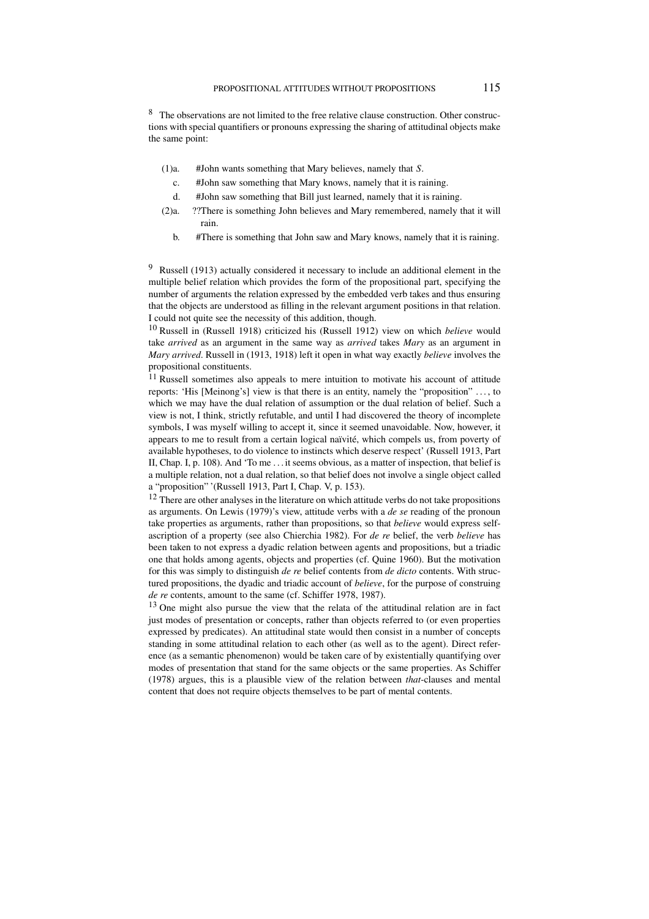[8] The observations are not limited to the free relative clause construction. Other constructions with special quantifiers or pronouns expressing the sharing of attitudinal objects make the same point:

(1)a. #John wants something that Mary believes, namely that *S*.

c. #John saw something that Mary knows, namely that it is raining.

d. #John saw something that Bill just learned, namely that it is raining.

(2)a. ??There is something John believes and Mary remembered, namely that it will rain.

b. #There is something that John saw and Mary knows, namely that it is raining.

[9] Russell (1913) actually considered it necessary to include an additional element in the multiple belief relation which provides the form of the propositional part, specifying the number of arguments the relation expressed by the embedded verb takes and thus ensuring that the objects are understood as filling in the relevant argument positions in that relation. I could not quite see the necessity of this addition, though.

[10] Russell in (Russell 1918) criticized his (Russell 1912) view on which *believe* would take *arrived* as an argument in the same way as *arrived* takes *Mary* as an argument in *Mary arrived*. Russell in (1913, 1918) left it open in what way exactly *believe* involves the propositional constituents.

[11] Russell sometimes also appeals to mere intuition to motivate his account of attitude reports: 'His [Meinong's] view is that there is an entity, namely the "proposition" . . . , to which we may have the dual relation of assumption or the dual relation of belief. Such a view is not, I think, strictly refutable, and until I had discovered the theory of incomplete symbols, I was myself willing to accept it, since it seemed unavoidable. Now, however, it appears to me to result from a certain logical naïvité, which compels us, from poverty of available hypotheses, to do violence to instincts which deserve respect' (Russell 1913, Part II, Chap. I, p. 108). And 'To me . . . it seems obvious, as a matter of inspection, that belief is a multiple relation, not a dual relation, so that belief does not involve a single object called a "proposition" '(Russell 1913, Part I, Chap. V, p. 153).

[12] There are other analyses in the literature on which attitude verbs do not take propositions as arguments. On Lewis (1979)'s view, attitude verbs with a *de se* reading of the pronoun take properties as arguments, rather than propositions, so that *believe* would express self-ascription of a property (see also Chierchia 1982). For *de re* belief, the verb *believe* has been taken to not express a dyadic relation between agents and propositions, but a triadic one that holds among agents, objects and properties (cf. Quine 1960). But the motivation for this was simply to distinguish *de re* belief contents from *de dicto* contents. With structured propositions, the dyadic and triadic account of *believe*, for the purpose of construing *de re* contents, amount to the same (cf. Schiffer 1978, 1987).

[13] One might also pursue the view that the relata of the attitudinal relation are in fact just modes of presentation or concepts, rather than objects referred to (or even properties expressed by predicates). An attitudinal state would then consist in a number of concepts standing in some attitudinal relation to each other (as well as to the agent). Direct reference (as a semantic phenomenon) would be taken care of by existentially quantifying over modes of presentation that stand for the same objects or the same properties. As Schiffer (1978) argues, this is a plausible view of the relation between *that*-clauses and mental content that does not require objects themselves to be part of mental contents.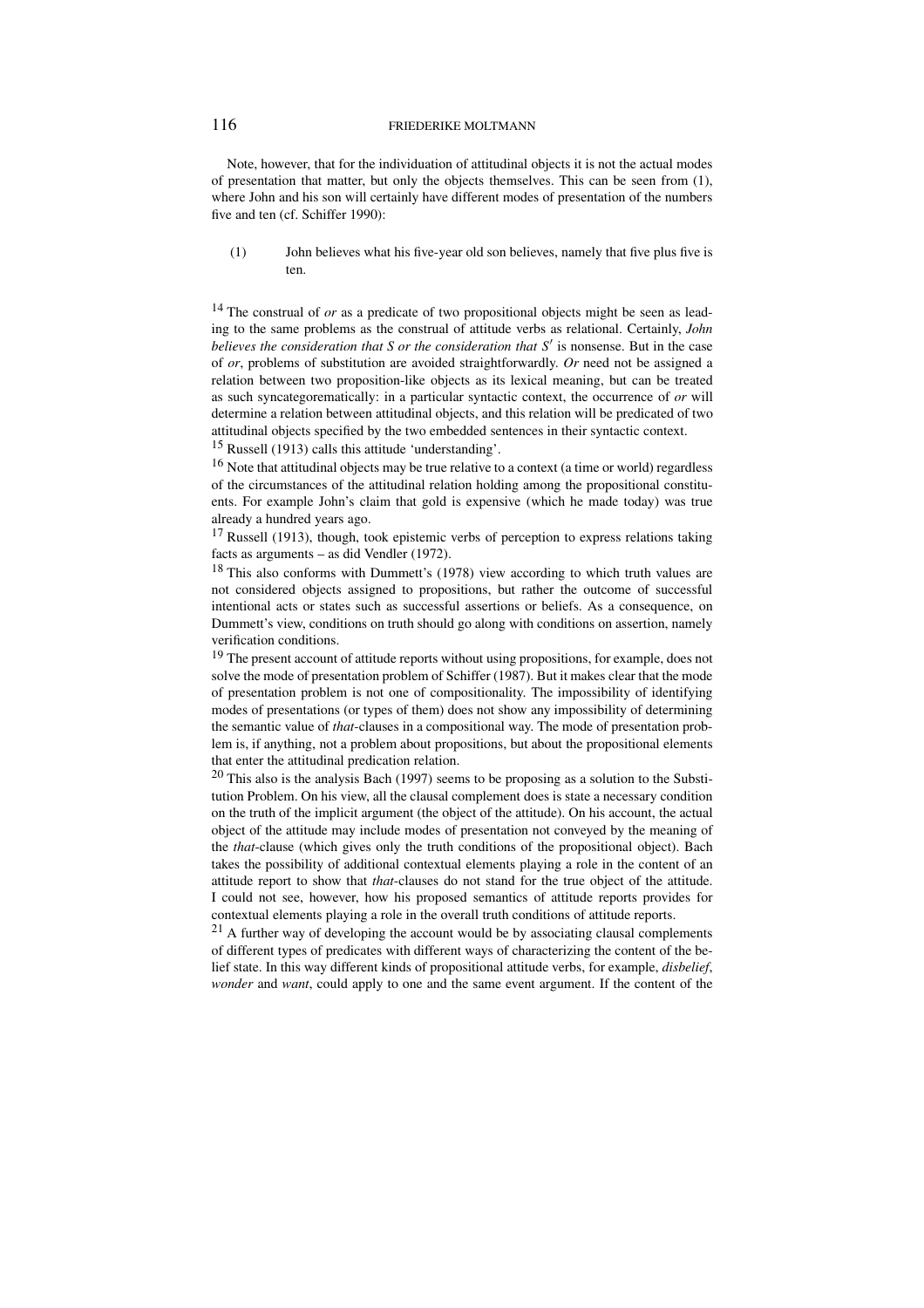Note, however, that for the individuation of attitudinal objects it is not the actual modes of presentation that matter, but only the objects themselves. This can be seen from (1), where John and his son will certainly have different modes of presentation of the numbers five and ten (cf. Schiffer 1990):

(1) John believes what his five-year old son believes, namely that five plus five is ten.

[14] The construal of *or* as a predicate of two propositional objects might be seen as leading to the same problems as the construal of attitude verbs as relational. Certainly, *John believes the consideration that S or the consideration that S′* is nonsense. But in the case of *or*, problems of substitution are avoided straightforwardly. *Or* need not be assigned a relation between two proposition-like objects as its lexical meaning, but can be treated as such syncategorematically: in a particular syntactic context, the occurrence of *or* will determine a relation between attitudinal objects, and this relation will be predicated of two attitudinal objects specified by the two embedded sentences in their syntactic context.

[15] Russell (1913) calls this attitude 'understanding'.

[16] Note that attitudinal objects may be true relative to a context (a time or world) regardless of the circumstances of the attitudinal relation holding among the propositional constituents. For example John's claim that gold is expensive (which he made today) was true already a hundred years ago.

[17] Russell (1913), though, took epistemic verbs of perception to express relations taking facts as arguments – as did Vendler (1972).

[18] This also conforms with Dummett's (1978) view according to which truth values are not considered objects assigned to propositions, but rather the outcome of successful intentional acts or states such as successful assertions or beliefs. As a consequence, on Dummett's view, conditions on truth should go along with conditions on assertion, namely verification conditions.

[19] The present account of attitude reports without using propositions, for example, does not solve the mode of presentation problem of Schiffer (1987). But it makes clear that the mode of presentation problem is not one of compositionality. The impossibility of identifying modes of presentations (or types of them) does not show any impossibility of determining the semantic value of *that*-clauses in a compositional way. The mode of presentation problem is, if anything, not a problem about propositions, but about the propositional elements that enter the attitudinal predication relation.

[20] This also is the analysis Bach (1997) seems to be proposing as a solution to the Substitution Problem. On his view, all the clausal complement does is state a necessary condition on the truth of the implicit argument (the object of the attitude). On his account, the actual object of the attitude may include modes of presentation not conveyed by the meaning of the *that*-clause (which gives only the truth conditions of the propositional object). Bach takes the possibility of additional contextual elements playing a role in the content of an attitude report to show that *that*-clauses do not stand for the true object of the attitude. I could not see, however, how his proposed semantics of attitude reports provides for contextual elements playing a role in the overall truth conditions of attitude reports.

[21] A further way of developing the account would be by associating clausal complements of different types of predicates with different ways of characterizing the content of the belief state. In this way different kinds of propositional attitude verbs, for example, *disbelief*, *wonder* and *want*, could apply to one and the same event argument. If the content of the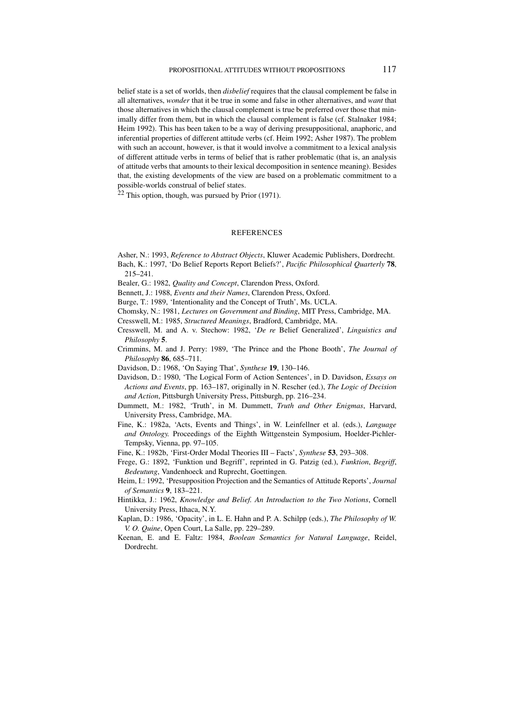belief state is a set of worlds, then *disbelief* requires that the clausal complement be false in all alternatives, *wonder* that it be true in some and false in other alternatives, and *want* that those alternatives in which the clausal complement is true be preferred over those that minimally differ from them, but in which the clausal complement is false (cf. Stalnaker 1984; Heim 1992). This has been taken to be a way of deriving presuppositional, anaphoric, and inferential properties of different attitude verbs (cf. Heim 1992; Asher 1987). The problem with such an account, however, is that it would involve a commitment to a lexical analysis of different attitude verbs in terms of belief that is rather problematic (that is, an analysis of attitude verbs that amounts to their lexical decomposition in sentence meaning). Besides that, the existing developments of the view are based on a problematic commitment to a possible-worlds construal of belief states.

[22] This option, though, was pursued by Prior (1971).

## REFERENCES

Asher, N.: 1993, *Reference to Abstract Objects*, Kluwer Academic Publishers, Dordrecht.

Bach, K.: 1997, 'Do Belief Reports Report Beliefs?', *Pacific Philosophical Quarterly* **78**, 215–241.

Bealer, G.: 1982, *Quality and Concept*, Clarendon Press, Oxford.

Bennett, J.: 1988, *Events and their Names*, Clarendon Press, Oxford.

Burge, T.: 1989, 'Intentionality and the Concept of Truth', Ms. UCLA.

Chomsky, N.: 1981, *Lectures on Government and Binding*, MIT Press, Cambridge, MA.

Cresswell, M.: 1985, *Structured Meanings*, Bradford, Cambridge, MA.

Cresswell, M. and A. v. Stechow: 1982, '*De re* Belief Generalized', *Linguistics and Philosophy* **5**.

Crimmins, M. and J. Perry: 1989, 'The Prince and the Phone Booth', *The Journal of Philosophy* **86**, 685–711.

Davidson, D.: 1968, 'On Saying That', *Synthese* **19**, 130–146.

Davidson, D.: 1980, 'The Logical Form of Action Sentences', in D. Davidson, *Essays on Actions and Events*, pp. 163–187, originally in N. Rescher (ed.), *The Logic of Decision and Action*, Pittsburgh University Press, Pittsburgh, pp. 216–234.

Dummett, M.: 1982, 'Truth', in M. Dummett, *Truth and Other Enigmas*, Harvard, University Press, Cambridge, MA.

Fine, K.: 1982a, 'Acts, Events and Things', in W. Leinfellner et al. (eds.), *Language and Ontology.* Proceedings of the Eighth Wittgenstein Symposium, Hoelder-Pichler-Tempsky, Vienna, pp. 97–105.

Fine, K.: 1982b, 'First-Order Modal Theories III – Facts', *Synthese* **53**, 293–308.

Frege, G.: 1892, 'Funktion und Begriff', reprinted in G. Patzig (ed.), *Funktion*, *Begriff*, *Bedeutung*, Vandenhoeck and Ruprecht, Goettingen.

Heim, I.: 1992, 'Presupposition Projection and the Semantics of Attitude Reports', *Journal of Semantics* **9**, 183–221.

Hintikka, J.: 1962, *Knowledge and Belief. An Introduction to the Two Notions*, Cornell University Press, Ithaca, N.Y.

Kaplan, D.: 1986, 'Opacity', in L. E. Hahn and P. A. Schilpp (eds.), *The Philosophy of W. V. O. Quine*, Open Court, La Salle, pp. 229–289.

Keenan, E. and E. Faltz: 1984, *Boolean Semantics for Natural Language*, Reidel, Dordrecht.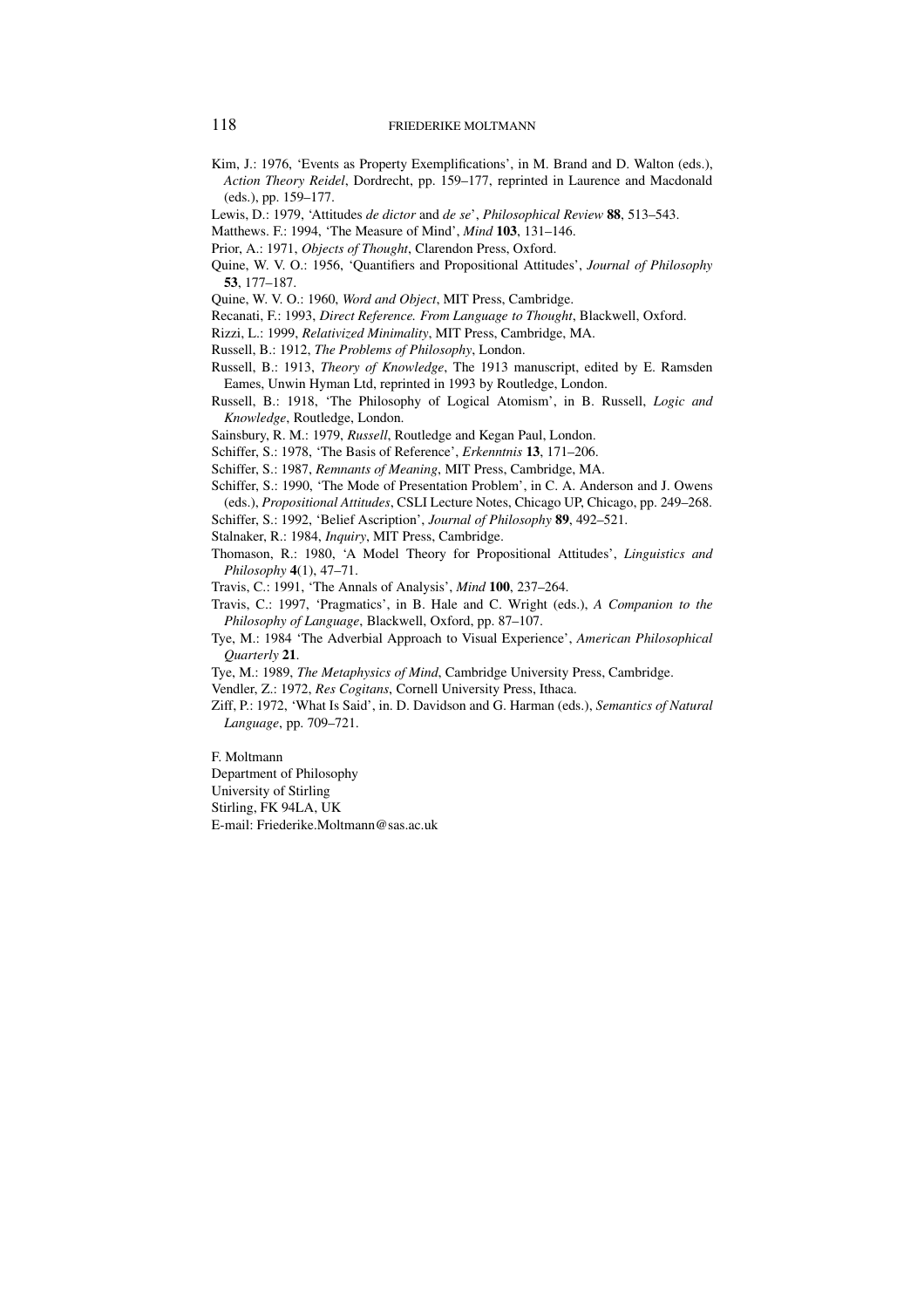Kim, J.: 1976, 'Events as Property Exemplifications', in M. Brand and D. Walton (eds.), *Action Theory Reidel*, Dordrecht, pp. 159–177, reprinted in Laurence and Macdonald (eds.), pp. 159–177.

Lewis, D.: 1979, 'Attitudes *de dictor* and *de se*', *Philosophical Review* **88**, 513–543.

Matthews. F.: 1994, 'The Measure of Mind', *Mind* **103**, 131–146.

Prior, A.: 1971, *Objects of Thought*, Clarendon Press, Oxford.

Quine, W. V. O.: 1956, 'Quantifiers and Propositional Attitudes', *Journal of Philosophy* **53**, 177–187.

Quine, W. V. O.: 1960, *Word and Object*, MIT Press, Cambridge.

Recanati, F.: 1993, *Direct Reference. From Language to Thought*, Blackwell, Oxford.

Rizzi, L.: 1999, *Relativized Minimality*, MIT Press, Cambridge, MA.

Russell, B.: 1912, *The Problems of Philosophy*, London.

Russell, B.: 1913, *Theory of Knowledge*, The 1913 manuscript, edited by E. Ramsden Eames, Unwin Hyman Ltd, reprinted in 1993 by Routledge, London.

Russell, B.: 1918, 'The Philosophy of Logical Atomism', in B. Russell, *Logic and Knowledge*, Routledge, London.

Sainsbury, R. M.: 1979, *Russell*, Routledge and Kegan Paul, London.

Schiffer, S.: 1978, 'The Basis of Reference', *Erkenntnis* **13**, 171–206.

Schiffer, S.: 1987, *Remnants of Meaning*, MIT Press, Cambridge, MA.

Schiffer, S.: 1990, 'The Mode of Presentation Problem', in C. A. Anderson and J. Owens (eds.), *Propositional Attitudes*, CSLI Lecture Notes, Chicago UP, Chicago, pp. 249–268.

Schiffer, S.: 1992, 'Belief Ascription', *Journal of Philosophy* **89**, 492–521.

Stalnaker, R.: 1984, *Inquiry*, MIT Press, Cambridge.

Thomason, R.: 1980, 'A Model Theory for Propositional Attitudes', *Linguistics and Philosophy* **4**(1), 47–71.

Travis, C.: 1991, 'The Annals of Analysis', *Mind* **100**, 237–264.

Travis, C.: 1997, 'Pragmatics', in B. Hale and C. Wright (eds.), *A Companion to the Philosophy of Language*, Blackwell, Oxford, pp. 87–107.

Tye, M.: 1984 'The Adverbial Approach to Visual Experience', *American Philosophical Quarterly* **21**.

Tye, M.: 1989, *The Metaphysics of Mind*, Cambridge University Press, Cambridge.

Vendler, Z.: 1972, *Res Cogitans*, Cornell University Press, Ithaca.

Ziff, P.: 1972, 'What Is Said', in. D. Davidson and G. Harman (eds.), *Semantics of Natural Language*, pp. 709–721.

F. Moltmann
Department of Philosophy
University of Stirling
Stirling, FK 94LA, UK
E-mail: Friederike.Moltmann@sas.ac.uk